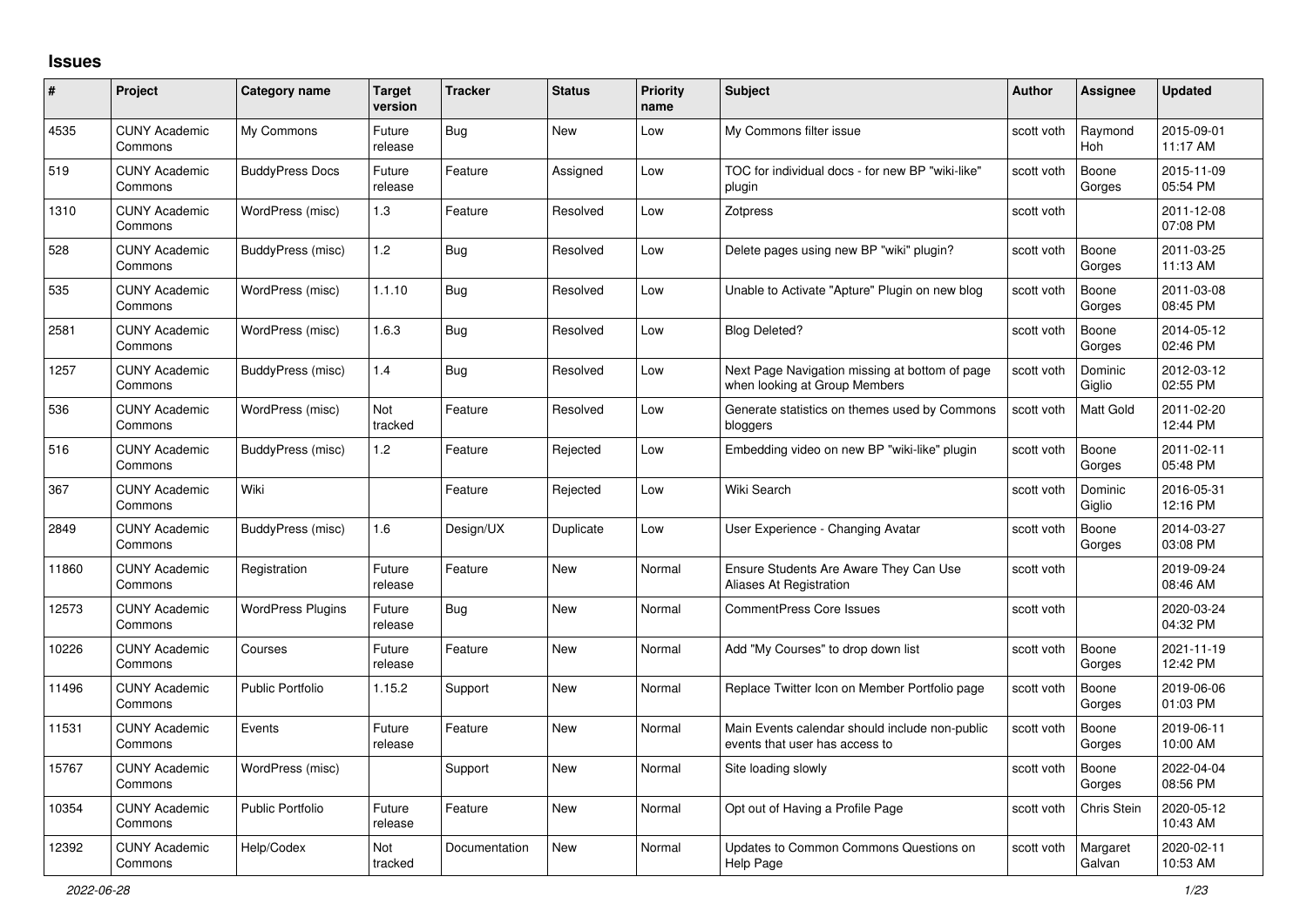## Issues

| # | Project | Category name | Target version | Tracker | Status | Priority name | Subject | Author | Assignee | Updated |
|---|---|---|---|---|---|---|---|---|---|---|
| 4535 | CUNY Academic Commons | My Commons | Future release | Bug | New | Low | My Commons filter issue | scott voth | Raymond Hoh | 2015-09-01 11:17 AM |
| 519 | CUNY Academic Commons | BuddyPress Docs | Future release | Feature | Assigned | Low | TOC for individual docs - for new BP "wiki-like" plugin | scott voth | Boone Gorges | 2015-11-09 05:54 PM |
| 1310 | CUNY Academic Commons | WordPress (misc) | 1.3 | Feature | Resolved | Low | Zotpress | scott voth | | 2011-12-08 07:08 PM |
| 528 | CUNY Academic Commons | BuddyPress (misc) | 1.2 | Bug | Resolved | Low | Delete pages using new BP "wiki" plugin? | scott voth | Boone Gorges | 2011-03-25 11:13 AM |
| 535 | CUNY Academic Commons | WordPress (misc) | 1.1.10 | Bug | Resolved | Low | Unable to Activate "Apture" Plugin on new blog | scott voth | Boone Gorges | 2011-03-08 08:45 PM |
| 2581 | CUNY Academic Commons | WordPress (misc) | 1.6.3 | Bug | Resolved | Low | Blog Deleted? | scott voth | Boone Gorges | 2014-05-12 02:46 PM |
| 1257 | CUNY Academic Commons | BuddyPress (misc) | 1.4 | Bug | Resolved | Low | Next Page Navigation missing at bottom of page when looking at Group Members | scott voth | Dominic Giglio | 2012-03-12 02:55 PM |
| 536 | CUNY Academic Commons | WordPress (misc) | Not tracked | Feature | Resolved | Low | Generate statistics on themes used by Commons bloggers | scott voth | Matt Gold | 2011-02-20 12:44 PM |
| 516 | CUNY Academic Commons | BuddyPress (misc) | 1.2 | Feature | Rejected | Low | Embedding video on new BP "wiki-like" plugin | scott voth | Boone Gorges | 2011-02-11 05:48 PM |
| 367 | CUNY Academic Commons | Wiki | | Feature | Rejected | Low | Wiki Search | scott voth | Dominic Giglio | 2016-05-31 12:16 PM |
| 2849 | CUNY Academic Commons | BuddyPress (misc) | 1.6 | Design/UX | Duplicate | Low | User Experience - Changing Avatar | scott voth | Boone Gorges | 2014-03-27 03:08 PM |
| 11860 | CUNY Academic Commons | Registration | Future release | Feature | New | Normal | Ensure Students Are Aware They Can Use Aliases At Registration | scott voth | | 2019-09-24 08:46 AM |
| 12573 | CUNY Academic Commons | WordPress Plugins | Future release | Bug | New | Normal | CommentPress Core Issues | scott voth | | 2020-03-24 04:32 PM |
| 10226 | CUNY Academic Commons | Courses | Future release | Feature | New | Normal | Add "My Courses" to drop down list | scott voth | Boone Gorges | 2021-11-19 12:42 PM |
| 11496 | CUNY Academic Commons | Public Portfolio | 1.15.2 | Support | New | Normal | Replace Twitter Icon on Member Portfolio page | scott voth | Boone Gorges | 2019-06-06 01:03 PM |
| 11531 | CUNY Academic Commons | Events | Future release | Feature | New | Normal | Main Events calendar should include non-public events that user has access to | scott voth | Boone Gorges | 2019-06-11 10:00 AM |
| 15767 | CUNY Academic Commons | WordPress (misc) | | Support | New | Normal | Site loading slowly | scott voth | Boone Gorges | 2022-04-04 08:56 PM |
| 10354 | CUNY Academic Commons | Public Portfolio | Future release | Feature | New | Normal | Opt out of Having a Profile Page | scott voth | Chris Stein | 2020-05-12 10:43 AM |
| 12392 | CUNY Academic Commons | Help/Codex | Not tracked | Documentation | New | Normal | Updates to Common Commons Questions on Help Page | scott voth | Margaret Galvan | 2020-02-11 10:53 AM |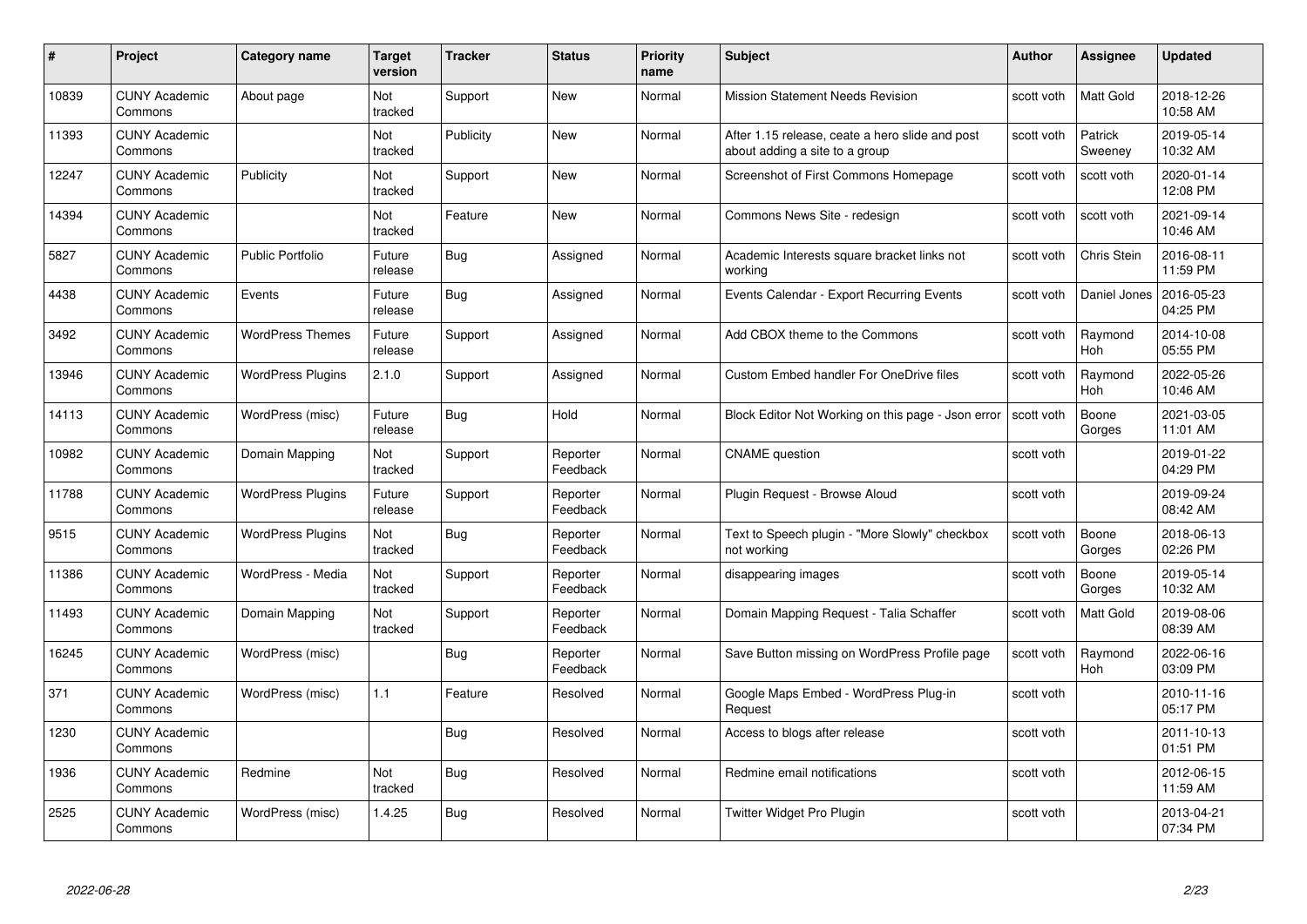| # | Project | Category name | Target version | Tracker | Status | Priority name | Subject | Author | Assignee | Updated |
|---|---|---|---|---|---|---|---|---|---|---|
| 10839 | CUNY Academic Commons | About page | Not tracked | Support | New | Normal | Mission Statement Needs Revision | scott voth | Matt Gold | 2018-12-26 10:58 AM |
| 11393 | CUNY Academic Commons | | Not tracked | Publicity | New | Normal | After 1.15 release, ceate a hero slide and post about adding a site to a group | scott voth | Patrick Sweeney | 2019-05-14 10:32 AM |
| 12247 | CUNY Academic Commons | Publicity | Not tracked | Support | New | Normal | Screenshot of First Commons Homepage | scott voth | scott voth | 2020-01-14 12:08 PM |
| 14394 | CUNY Academic Commons | | Not tracked | Feature | New | Normal | Commons News Site - redesign | scott voth | scott voth | 2021-09-14 10:46 AM |
| 5827 | CUNY Academic Commons | Public Portfolio | Future release | Bug | Assigned | Normal | Academic Interests square bracket links not working | scott voth | Chris Stein | 2016-08-11 11:59 PM |
| 4438 | CUNY Academic Commons | Events | Future release | Bug | Assigned | Normal | Events Calendar - Export Recurring Events | scott voth | Daniel Jones | 2016-05-23 04:25 PM |
| 3492 | CUNY Academic Commons | WordPress Themes | Future release | Support | Assigned | Normal | Add CBOX theme to the Commons | scott voth | Raymond Hoh | 2014-10-08 05:55 PM |
| 13946 | CUNY Academic Commons | WordPress Plugins | 2.1.0 | Support | Assigned | Normal | Custom Embed handler For OneDrive files | scott voth | Raymond Hoh | 2022-05-26 10:46 AM |
| 14113 | CUNY Academic Commons | WordPress (misc) | Future release | Bug | Hold | Normal | Block Editor Not Working on this page - Json error | scott voth | Boone Gorges | 2021-03-05 11:01 AM |
| 10982 | CUNY Academic Commons | Domain Mapping | Not tracked | Support | Reporter Feedback | Normal | CNAME question | scott voth | | 2019-01-22 04:29 PM |
| 11788 | CUNY Academic Commons | WordPress Plugins | Future release | Support | Reporter Feedback | Normal | Plugin Request - Browse Aloud | scott voth | | 2019-09-24 08:42 AM |
| 9515 | CUNY Academic Commons | WordPress Plugins | Not tracked | Bug | Reporter Feedback | Normal | Text to Speech plugin - "More Slowly" checkbox not working | scott voth | Boone Gorges | 2018-06-13 02:26 PM |
| 11386 | CUNY Academic Commons | WordPress - Media | Not tracked | Support | Reporter Feedback | Normal | disappearing images | scott voth | Boone Gorges | 2019-05-14 10:32 AM |
| 11493 | CUNY Academic Commons | Domain Mapping | Not tracked | Support | Reporter Feedback | Normal | Domain Mapping Request - Talia Schaffer | scott voth | Matt Gold | 2019-08-06 08:39 AM |
| 16245 | CUNY Academic Commons | WordPress (misc) | | Bug | Reporter Feedback | Normal | Save Button missing on WordPress Profile page | scott voth | Raymond Hoh | 2022-06-16 03:09 PM |
| 371 | CUNY Academic Commons | WordPress (misc) | 1.1 | Feature | Resolved | Normal | Google Maps Embed - WordPress Plug-in Request | scott voth | | 2010-11-16 05:17 PM |
| 1230 | CUNY Academic Commons | | | Bug | Resolved | Normal | Access to blogs after release | scott voth | | 2011-10-13 01:51 PM |
| 1936 | CUNY Academic Commons | Redmine | Not tracked | Bug | Resolved | Normal | Redmine email notifications | scott voth | | 2012-06-15 11:59 AM |
| 2525 | CUNY Academic Commons | WordPress (misc) | 1.4.25 | Bug | Resolved | Normal | Twitter Widget Pro Plugin | scott voth | | 2013-04-21 07:34 PM |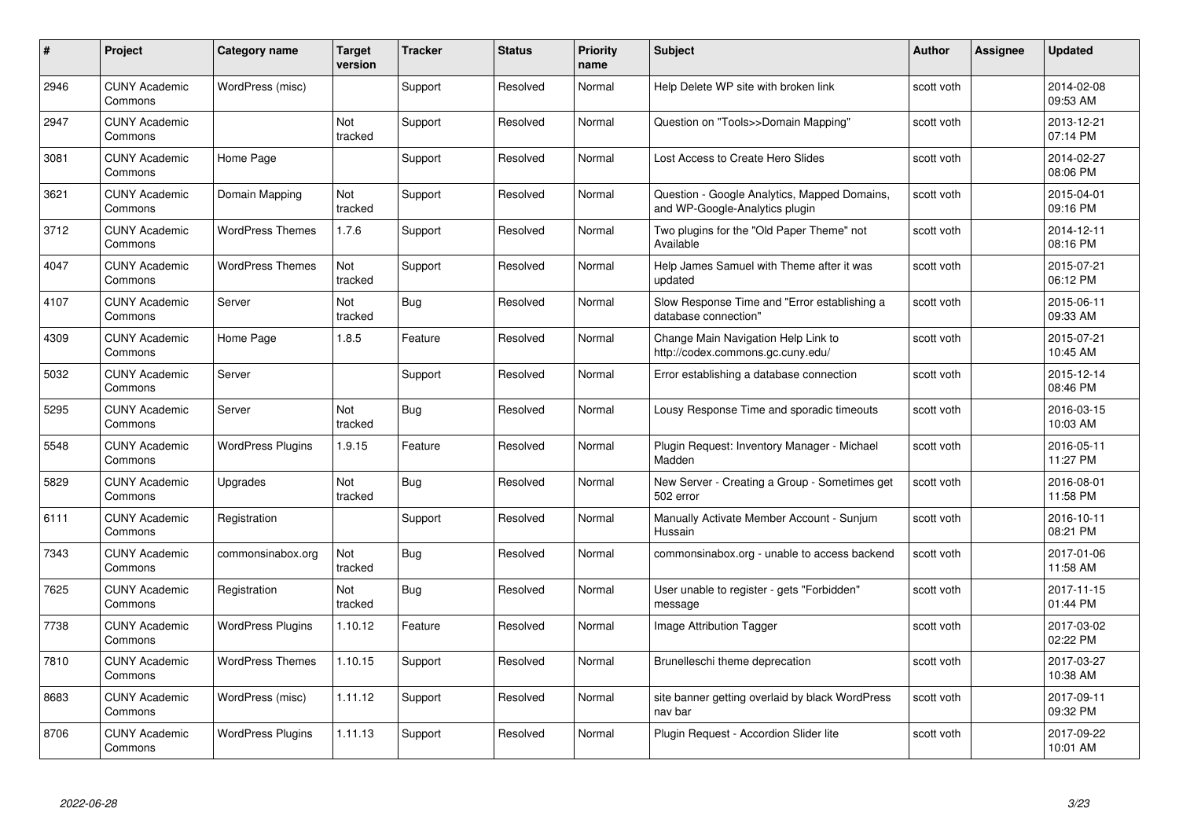| # | Project | Category name | Target version | Tracker | Status | Priority name | Subject | Author | Assignee | Updated |
|---|---|---|---|---|---|---|---|---|---|---|
| 2946 | CUNY Academic Commons | WordPress (misc) | | Support | Resolved | Normal | Help Delete WP site with broken link | scott voth | | 2014-02-08 09:53 AM |
| 2947 | CUNY Academic Commons | | Not tracked | Support | Resolved | Normal | Question on "Tools>>Domain Mapping" | scott voth | | 2013-12-21 07:14 PM |
| 3081 | CUNY Academic Commons | Home Page | | Support | Resolved | Normal | Lost Access to Create Hero Slides | scott voth | | 2014-02-27 08:06 PM |
| 3621 | CUNY Academic Commons | Domain Mapping | Not tracked | Support | Resolved | Normal | Question - Google Analytics, Mapped Domains, and WP-Google-Analytics plugin | scott voth | | 2015-04-01 09:16 PM |
| 3712 | CUNY Academic Commons | WordPress Themes | 1.7.6 | Support | Resolved | Normal | Two plugins for the "Old Paper Theme" not Available | scott voth | | 2014-12-11 08:16 PM |
| 4047 | CUNY Academic Commons | WordPress Themes | Not tracked | Support | Resolved | Normal | Help James Samuel with Theme after it was updated | scott voth | | 2015-07-21 06:12 PM |
| 4107 | CUNY Academic Commons | Server | Not tracked | Bug | Resolved | Normal | Slow Response Time and "Error establishing a database connection" | scott voth | | 2015-06-11 09:33 AM |
| 4309 | CUNY Academic Commons | Home Page | 1.8.5 | Feature | Resolved | Normal | Change Main Navigation Help Link to http://codex.commons.gc.cuny.edu/ | scott voth | | 2015-07-21 10:45 AM |
| 5032 | CUNY Academic Commons | Server | | Support | Resolved | Normal | Error establishing a database connection | scott voth | | 2015-12-14 08:46 PM |
| 5295 | CUNY Academic Commons | Server | Not tracked | Bug | Resolved | Normal | Lousy Response Time and sporadic timeouts | scott voth | | 2016-03-15 10:03 AM |
| 5548 | CUNY Academic Commons | WordPress Plugins | 1.9.15 | Feature | Resolved | Normal | Plugin Request: Inventory Manager - Michael Madden | scott voth | | 2016-05-11 11:27 PM |
| 5829 | CUNY Academic Commons | Upgrades | Not tracked | Bug | Resolved | Normal | New Server - Creating a Group - Sometimes get 502 error | scott voth | | 2016-08-01 11:58 PM |
| 6111 | CUNY Academic Commons | Registration | | Support | Resolved | Normal | Manually Activate Member Account - Sunjum Hussain | scott voth | | 2016-10-11 08:21 PM |
| 7343 | CUNY Academic Commons | commonsinabox.org | Not tracked | Bug | Resolved | Normal | commonsinabox.org - unable to access backend | scott voth | | 2017-01-06 11:58 AM |
| 7625 | CUNY Academic Commons | Registration | Not tracked | Bug | Resolved | Normal | User unable to register - gets "Forbidden" message | scott voth | | 2017-11-15 01:44 PM |
| 7738 | CUNY Academic Commons | WordPress Plugins | 1.10.12 | Feature | Resolved | Normal | Image Attribution Tagger | scott voth | | 2017-03-02 02:22 PM |
| 7810 | CUNY Academic Commons | WordPress Themes | 1.10.15 | Support | Resolved | Normal | Brunelleschi theme deprecation | scott voth | | 2017-03-27 10:38 AM |
| 8683 | CUNY Academic Commons | WordPress (misc) | 1.11.12 | Support | Resolved | Normal | site banner getting overlaid by black WordPress nav bar | scott voth | | 2017-09-11 09:32 PM |
| 8706 | CUNY Academic Commons | WordPress Plugins | 1.11.13 | Support | Resolved | Normal | Plugin Request - Accordion Slider lite | scott voth | | 2017-09-22 10:01 AM |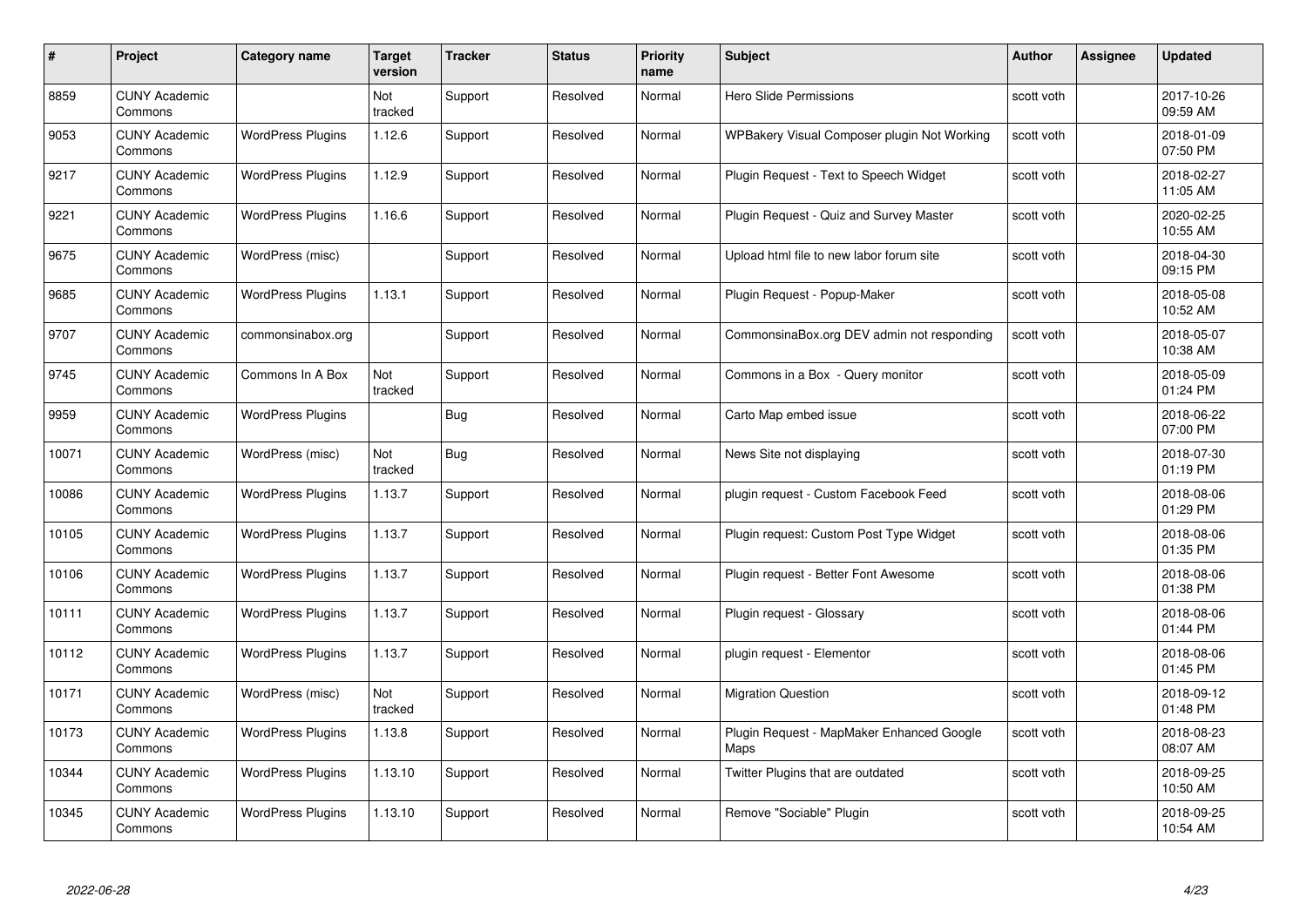| # | Project | Category name | Target version | Tracker | Status | Priority name | Subject | Author | Assignee | Updated |
|---|---|---|---|---|---|---|---|---|---|---|
| 8859 | CUNY Academic Commons | | Not tracked | Support | Resolved | Normal | Hero Slide Permissions | scott voth | | 2017-10-26 09:59 AM |
| 9053 | CUNY Academic Commons | WordPress Plugins | 1.12.6 | Support | Resolved | Normal | WPBakery Visual Composer plugin Not Working | scott voth | | 2018-01-09 07:50 PM |
| 9217 | CUNY Academic Commons | WordPress Plugins | 1.12.9 | Support | Resolved | Normal | Plugin Request - Text to Speech Widget | scott voth | | 2018-02-27 11:05 AM |
| 9221 | CUNY Academic Commons | WordPress Plugins | 1.16.6 | Support | Resolved | Normal | Plugin Request - Quiz and Survey Master | scott voth | | 2020-02-25 10:55 AM |
| 9675 | CUNY Academic Commons | WordPress (misc) | | Support | Resolved | Normal | Upload html file to new labor forum site | scott voth | | 2018-04-30 09:15 PM |
| 9685 | CUNY Academic Commons | WordPress Plugins | 1.13.1 | Support | Resolved | Normal | Plugin Request - Popup-Maker | scott voth | | 2018-05-08 10:52 AM |
| 9707 | CUNY Academic Commons | commonsinabox.org | | Support | Resolved | Normal | CommonsinaBox.org DEV admin not responding | scott voth | | 2018-05-07 10:38 AM |
| 9745 | CUNY Academic Commons | Commons In A Box | Not tracked | Support | Resolved | Normal | Commons in a Box - Query monitor | scott voth | | 2018-05-09 01:24 PM |
| 9959 | CUNY Academic Commons | WordPress Plugins | | Bug | Resolved | Normal | Carto Map embed issue | scott voth | | 2018-06-22 07:00 PM |
| 10071 | CUNY Academic Commons | WordPress (misc) | Not tracked | Bug | Resolved | Normal | News Site not displaying | scott voth | | 2018-07-30 01:19 PM |
| 10086 | CUNY Academic Commons | WordPress Plugins | 1.13.7 | Support | Resolved | Normal | plugin request - Custom Facebook Feed | scott voth | | 2018-08-06 01:29 PM |
| 10105 | CUNY Academic Commons | WordPress Plugins | 1.13.7 | Support | Resolved | Normal | Plugin request: Custom Post Type Widget | scott voth | | 2018-08-06 01:35 PM |
| 10106 | CUNY Academic Commons | WordPress Plugins | 1.13.7 | Support | Resolved | Normal | Plugin request - Better Font Awesome | scott voth | | 2018-08-06 01:38 PM |
| 10111 | CUNY Academic Commons | WordPress Plugins | 1.13.7 | Support | Resolved | Normal | Plugin request - Glossary | scott voth | | 2018-08-06 01:44 PM |
| 10112 | CUNY Academic Commons | WordPress Plugins | 1.13.7 | Support | Resolved | Normal | plugin request - Elementor | scott voth | | 2018-08-06 01:45 PM |
| 10171 | CUNY Academic Commons | WordPress (misc) | Not tracked | Support | Resolved | Normal | Migration Question | scott voth | | 2018-09-12 01:48 PM |
| 10173 | CUNY Academic Commons | WordPress Plugins | 1.13.8 | Support | Resolved | Normal | Plugin Request - MapMaker Enhanced Google Maps | scott voth | | 2018-08-23 08:07 AM |
| 10344 | CUNY Academic Commons | WordPress Plugins | 1.13.10 | Support | Resolved | Normal | Twitter Plugins that are outdated | scott voth | | 2018-09-25 10:50 AM |
| 10345 | CUNY Academic Commons | WordPress Plugins | 1.13.10 | Support | Resolved | Normal | Remove "Sociable" Plugin | scott voth | | 2018-09-25 10:54 AM |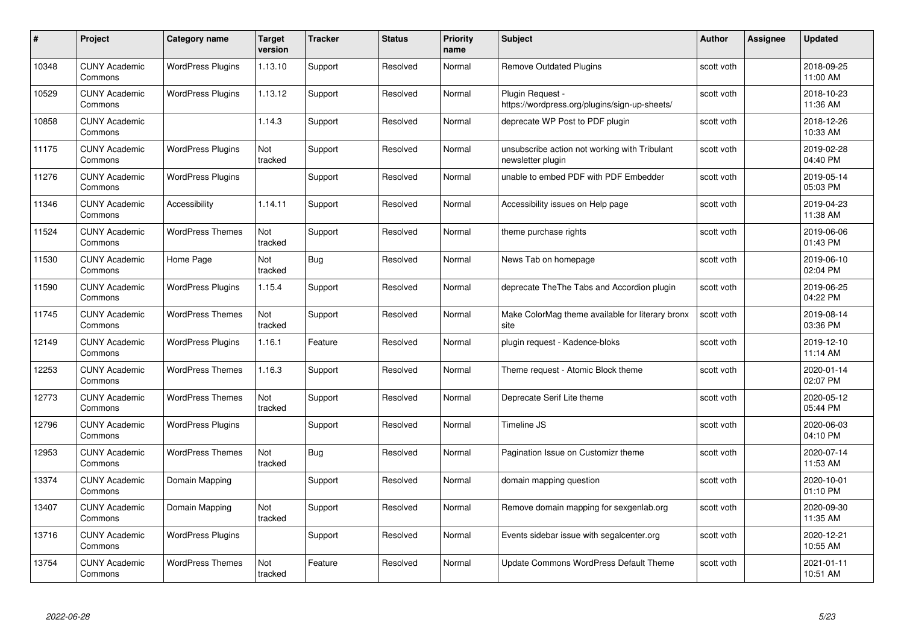| # | Project | Category name | Target version | Tracker | Status | Priority name | Subject | Author | Assignee | Updated |
|---|---|---|---|---|---|---|---|---|---|---|
| 10348 | CUNY Academic Commons | WordPress Plugins | 1.13.10 | Support | Resolved | Normal | Remove Outdated Plugins | scott voth | | 2018-09-25 11:00 AM |
| 10529 | CUNY Academic Commons | WordPress Plugins | 1.13.12 | Support | Resolved | Normal | Plugin Request - https://wordpress.org/plugins/sign-up-sheets/ | scott voth | | 2018-10-23 11:36 AM |
| 10858 | CUNY Academic Commons | | 1.14.3 | Support | Resolved | Normal | deprecate WP Post to PDF plugin | scott voth | | 2018-12-26 10:33 AM |
| 11175 | CUNY Academic Commons | WordPress Plugins | Not tracked | Support | Resolved | Normal | unsubscribe action not working with Tribulant newsletter plugin | scott voth | | 2019-02-28 04:40 PM |
| 11276 | CUNY Academic Commons | WordPress Plugins | | Support | Resolved | Normal | unable to embed PDF with PDF Embedder | scott voth | | 2019-05-14 05:03 PM |
| 11346 | CUNY Academic Commons | Accessibility | 1.14.11 | Support | Resolved | Normal | Accessibility issues on Help page | scott voth | | 2019-04-23 11:38 AM |
| 11524 | CUNY Academic Commons | WordPress Themes | Not tracked | Support | Resolved | Normal | theme purchase rights | scott voth | | 2019-06-06 01:43 PM |
| 11530 | CUNY Academic Commons | Home Page | Not tracked | Bug | Resolved | Normal | News Tab on homepage | scott voth | | 2019-06-10 02:04 PM |
| 11590 | CUNY Academic Commons | WordPress Plugins | 1.15.4 | Support | Resolved | Normal | deprecate TheThe Tabs and Accordion plugin | scott voth | | 2019-06-25 04:22 PM |
| 11745 | CUNY Academic Commons | WordPress Themes | Not tracked | Support | Resolved | Normal | Make ColorMag theme available for literary bronx site | scott voth | | 2019-08-14 03:36 PM |
| 12149 | CUNY Academic Commons | WordPress Plugins | 1.16.1 | Feature | Resolved | Normal | plugin request - Kadence-bloks | scott voth | | 2019-12-10 11:14 AM |
| 12253 | CUNY Academic Commons | WordPress Themes | 1.16.3 | Support | Resolved | Normal | Theme request - Atomic Block theme | scott voth | | 2020-01-14 02:07 PM |
| 12773 | CUNY Academic Commons | WordPress Themes | Not tracked | Support | Resolved | Normal | Deprecate Serif Lite theme | scott voth | | 2020-05-12 05:44 PM |
| 12796 | CUNY Academic Commons | WordPress Plugins | | Support | Resolved | Normal | Timeline JS | scott voth | | 2020-06-03 04:10 PM |
| 12953 | CUNY Academic Commons | WordPress Themes | Not tracked | Bug | Resolved | Normal | Pagination Issue on Customizr theme | scott voth | | 2020-07-14 11:53 AM |
| 13374 | CUNY Academic Commons | Domain Mapping | | Support | Resolved | Normal | domain mapping question | scott voth | | 2020-10-01 01:10 PM |
| 13407 | CUNY Academic Commons | Domain Mapping | Not tracked | Support | Resolved | Normal | Remove domain mapping for sexgenlab.org | scott voth | | 2020-09-30 11:35 AM |
| 13716 | CUNY Academic Commons | WordPress Plugins | | Support | Resolved | Normal | Events sidebar issue with segalcenter.org | scott voth | | 2020-12-21 10:55 AM |
| 13754 | CUNY Academic Commons | WordPress Themes | Not tracked | Feature | Resolved | Normal | Update Commons WordPress Default Theme | scott voth | | 2021-01-11 10:51 AM |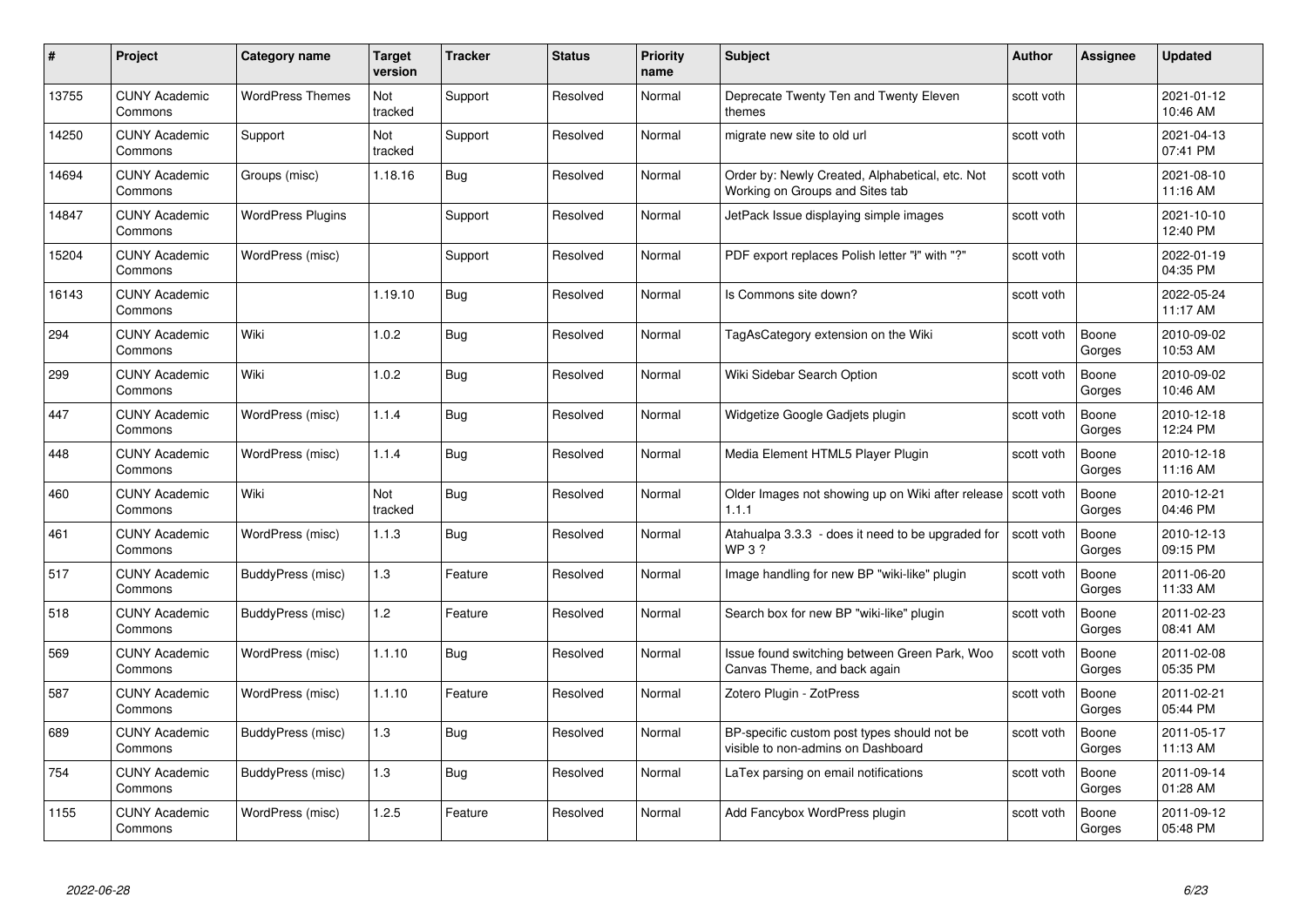| # | Project | Category name | Target version | Tracker | Status | Priority name | Subject | Author | Assignee | Updated |
|---|---|---|---|---|---|---|---|---|---|---|
| 13755 | CUNY Academic Commons | WordPress Themes | Not tracked | Support | Resolved | Normal | Deprecate Twenty Ten and Twenty Eleven themes | scott voth | | 2021-01-12 10:46 AM |
| 14250 | CUNY Academic Commons | Support | Not tracked | Support | Resolved | Normal | migrate new site to old url | scott voth | | 2021-04-13 07:41 PM |
| 14694 | CUNY Academic Commons | Groups (misc) | 1.18.16 | Bug | Resolved | Normal | Order by: Newly Created, Alphabetical, etc. Not Working on Groups and Sites tab | scott voth | | 2021-08-10 11:16 AM |
| 14847 | CUNY Academic Commons | WordPress Plugins | | Support | Resolved | Normal | JetPack Issue displaying simple images | scott voth | | 2021-10-10 12:40 PM |
| 15204 | CUNY Academic Commons | WordPress (misc) | | Support | Resolved | Normal | PDF export replaces Polish letter "ł" with "?" | scott voth | | 2022-01-19 04:35 PM |
| 16143 | CUNY Academic Commons | | 1.19.10 | Bug | Resolved | Normal | Is Commons site down? | scott voth | | 2022-05-24 11:17 AM |
| 294 | CUNY Academic Commons | Wiki | 1.0.2 | Bug | Resolved | Normal | TagAsCategory extension on the Wiki | scott voth | Boone Gorges | 2010-09-02 10:53 AM |
| 299 | CUNY Academic Commons | Wiki | 1.0.2 | Bug | Resolved | Normal | Wiki Sidebar Search Option | scott voth | Boone Gorges | 2010-09-02 10:46 AM |
| 447 | CUNY Academic Commons | WordPress (misc) | 1.1.4 | Bug | Resolved | Normal | Widgetize Google Gadjets plugin | scott voth | Boone Gorges | 2010-12-18 12:24 PM |
| 448 | CUNY Academic Commons | WordPress (misc) | 1.1.4 | Bug | Resolved | Normal | Media Element HTML5 Player Plugin | scott voth | Boone Gorges | 2010-12-18 11:16 AM |
| 460 | CUNY Academic Commons | Wiki | Not tracked | Bug | Resolved | Normal | Older Images not showing up on Wiki after release 1.1.1 | scott voth | Boone Gorges | 2010-12-21 04:46 PM |
| 461 | CUNY Academic Commons | WordPress (misc) | 1.1.3 | Bug | Resolved | Normal | Atahualpa 3.3.3 - does it need to be upgraded for WP 3 ? | scott voth | Boone Gorges | 2010-12-13 09:15 PM |
| 517 | CUNY Academic Commons | BuddyPress (misc) | 1.3 | Feature | Resolved | Normal | Image handling for new BP "wiki-like" plugin | scott voth | Boone Gorges | 2011-06-20 11:33 AM |
| 518 | CUNY Academic Commons | BuddyPress (misc) | 1.2 | Feature | Resolved | Normal | Search box for new BP "wiki-like" plugin | scott voth | Boone Gorges | 2011-02-23 08:41 AM |
| 569 | CUNY Academic Commons | WordPress (misc) | 1.1.10 | Bug | Resolved | Normal | Issue found switching between Green Park, Woo Canvas Theme, and back again | scott voth | Boone Gorges | 2011-02-08 05:35 PM |
| 587 | CUNY Academic Commons | WordPress (misc) | 1.1.10 | Feature | Resolved | Normal | Zotero Plugin - ZotPress | scott voth | Boone Gorges | 2011-02-21 05:44 PM |
| 689 | CUNY Academic Commons | BuddyPress (misc) | 1.3 | Bug | Resolved | Normal | BP-specific custom post types should not be visible to non-admins on Dashboard | scott voth | Boone Gorges | 2011-05-17 11:13 AM |
| 754 | CUNY Academic Commons | BuddyPress (misc) | 1.3 | Bug | Resolved | Normal | LaTex parsing on email notifications | scott voth | Boone Gorges | 2011-09-14 01:28 AM |
| 1155 | CUNY Academic Commons | WordPress (misc) | 1.2.5 | Feature | Resolved | Normal | Add Fancybox WordPress plugin | scott voth | Boone Gorges | 2011-09-12 05:48 PM |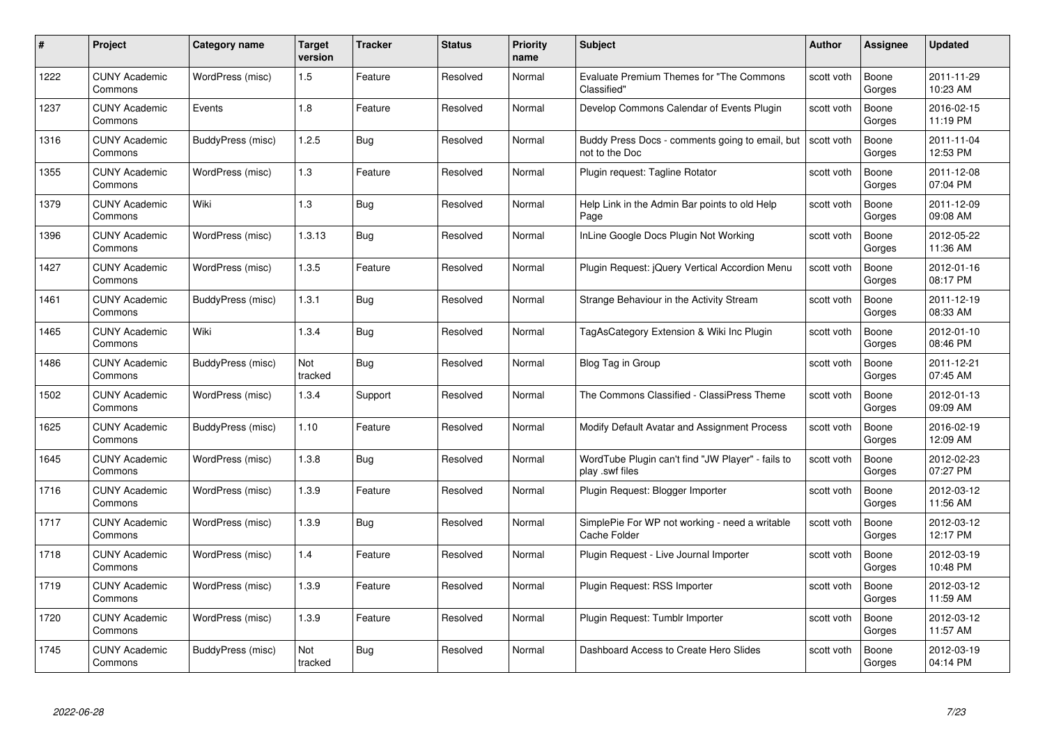| # | Project | Category name | Target version | Tracker | Status | Priority name | Subject | Author | Assignee | Updated |
|---|---|---|---|---|---|---|---|---|---|---|
| 1222 | CUNY Academic Commons | WordPress (misc) | 1.5 | Feature | Resolved | Normal | Evaluate Premium Themes for "The Commons Classified" | scott voth | Boone Gorges | 2011-11-29 10:23 AM |
| 1237 | CUNY Academic Commons | Events | 1.8 | Feature | Resolved | Normal | Develop Commons Calendar of Events Plugin | scott voth | Boone Gorges | 2016-02-15 11:19 PM |
| 1316 | CUNY Academic Commons | BuddyPress (misc) | 1.2.5 | Bug | Resolved | Normal | Buddy Press Docs - comments going to email, but not to the Doc | scott voth | Boone Gorges | 2011-11-04 12:53 PM |
| 1355 | CUNY Academic Commons | WordPress (misc) | 1.3 | Feature | Resolved | Normal | Plugin request: Tagline Rotator | scott voth | Boone Gorges | 2011-12-08 07:04 PM |
| 1379 | CUNY Academic Commons | Wiki | 1.3 | Bug | Resolved | Normal | Help Link in the Admin Bar points to old Help Page | scott voth | Boone Gorges | 2011-12-09 09:08 AM |
| 1396 | CUNY Academic Commons | WordPress (misc) | 1.3.13 | Bug | Resolved | Normal | InLine Google Docs Plugin Not Working | scott voth | Boone Gorges | 2012-05-22 11:36 AM |
| 1427 | CUNY Academic Commons | WordPress (misc) | 1.3.5 | Feature | Resolved | Normal | Plugin Request: jQuery Vertical Accordion Menu | scott voth | Boone Gorges | 2012-01-16 08:17 PM |
| 1461 | CUNY Academic Commons | BuddyPress (misc) | 1.3.1 | Bug | Resolved | Normal | Strange Behaviour in the Activity Stream | scott voth | Boone Gorges | 2011-12-19 08:33 AM |
| 1465 | CUNY Academic Commons | Wiki | 1.3.4 | Bug | Resolved | Normal | TagAsCategory Extension & Wiki Inc Plugin | scott voth | Boone Gorges | 2012-01-10 08:46 PM |
| 1486 | CUNY Academic Commons | BuddyPress (misc) | Not tracked | Bug | Resolved | Normal | Blog Tag in Group | scott voth | Boone Gorges | 2011-12-21 07:45 AM |
| 1502 | CUNY Academic Commons | WordPress (misc) | 1.3.4 | Support | Resolved | Normal | The Commons Classified - ClassiPress Theme | scott voth | Boone Gorges | 2012-01-13 09:09 AM |
| 1625 | CUNY Academic Commons | BuddyPress (misc) | 1.10 | Feature | Resolved | Normal | Modify Default Avatar and Assignment Process | scott voth | Boone Gorges | 2016-02-19 12:09 AM |
| 1645 | CUNY Academic Commons | WordPress (misc) | 1.3.8 | Bug | Resolved | Normal | WordTube Plugin can't find "JW Player" - fails to play .swf files | scott voth | Boone Gorges | 2012-02-23 07:27 PM |
| 1716 | CUNY Academic Commons | WordPress (misc) | 1.3.9 | Feature | Resolved | Normal | Plugin Request: Blogger Importer | scott voth | Boone Gorges | 2012-03-12 11:56 AM |
| 1717 | CUNY Academic Commons | WordPress (misc) | 1.3.9 | Bug | Resolved | Normal | SimplePie For WP not working - need a writable Cache Folder | scott voth | Boone Gorges | 2012-03-12 12:17 PM |
| 1718 | CUNY Academic Commons | WordPress (misc) | 1.4 | Feature | Resolved | Normal | Plugin Request - Live Journal Importer | scott voth | Boone Gorges | 2012-03-19 10:48 PM |
| 1719 | CUNY Academic Commons | WordPress (misc) | 1.3.9 | Feature | Resolved | Normal | Plugin Request: RSS Importer | scott voth | Boone Gorges | 2012-03-12 11:59 AM |
| 1720 | CUNY Academic Commons | WordPress (misc) | 1.3.9 | Feature | Resolved | Normal | Plugin Request: Tumblr Importer | scott voth | Boone Gorges | 2012-03-12 11:57 AM |
| 1745 | CUNY Academic Commons | BuddyPress (misc) | Not tracked | Bug | Resolved | Normal | Dashboard Access to Create Hero Slides | scott voth | Boone Gorges | 2012-03-19 04:14 PM |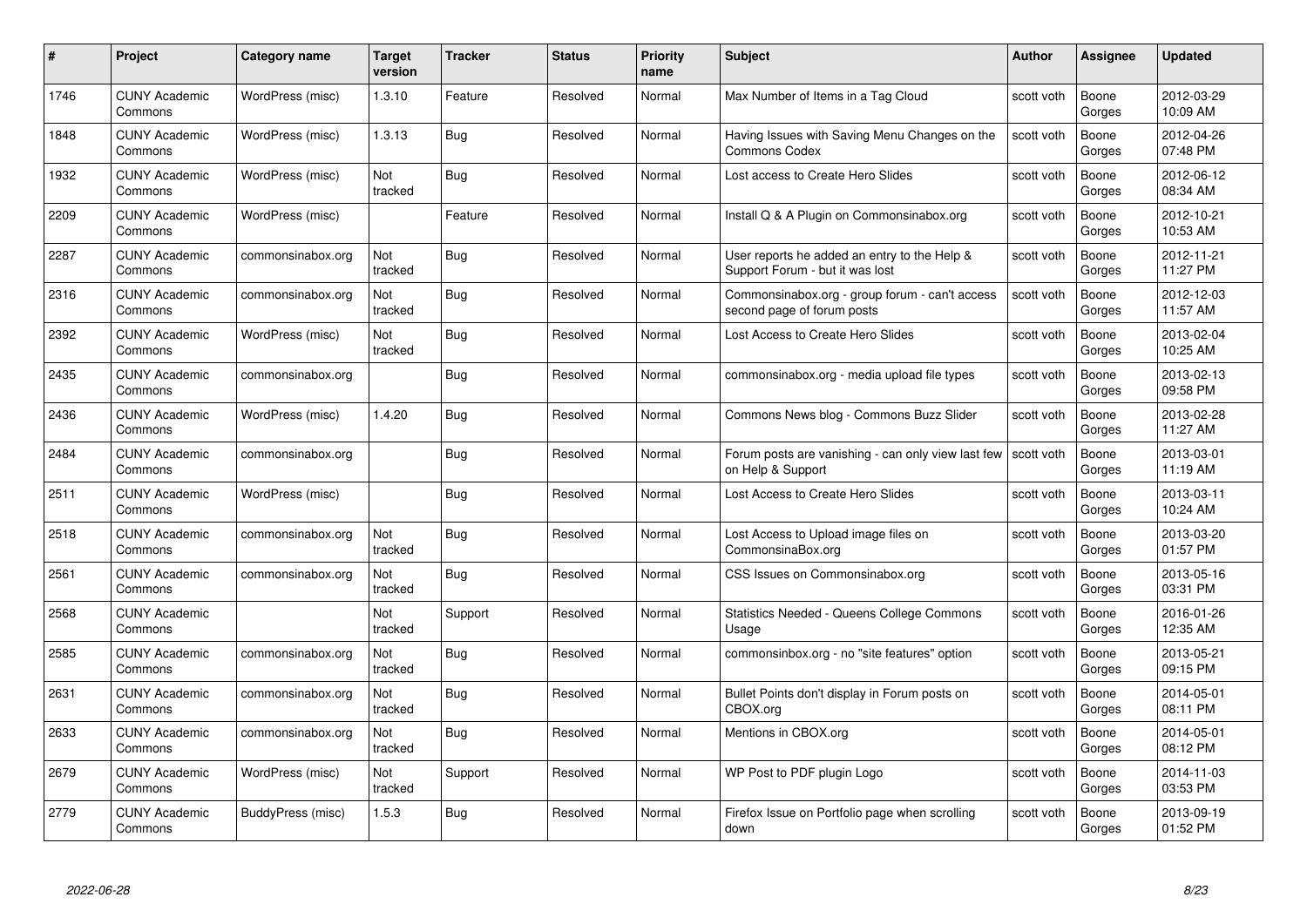| # | Project | Category name | Target version | Tracker | Status | Priority name | Subject | Author | Assignee | Updated |
|---|---|---|---|---|---|---|---|---|---|---|
| 1746 | CUNY Academic Commons | WordPress (misc) | 1.3.10 | Feature | Resolved | Normal | Max Number of Items in a Tag Cloud | scott voth | Boone Gorges | 2012-03-29 10:09 AM |
| 1848 | CUNY Academic Commons | WordPress (misc) | 1.3.13 | Bug | Resolved | Normal | Having Issues with Saving Menu Changes on the Commons Codex | scott voth | Boone Gorges | 2012-04-26 07:48 PM |
| 1932 | CUNY Academic Commons | WordPress (misc) | Not tracked | Bug | Resolved | Normal | Lost access to Create Hero Slides | scott voth | Boone Gorges | 2012-06-12 08:34 AM |
| 2209 | CUNY Academic Commons | WordPress (misc) | | Feature | Resolved | Normal | Install Q & A Plugin on Commonsinabox.org | scott voth | Boone Gorges | 2012-10-21 10:53 AM |
| 2287 | CUNY Academic Commons | commonsinabox.org | Not tracked | Bug | Resolved | Normal | User reports he added an entry to the Help & Support Forum - but it was lost | scott voth | Boone Gorges | 2012-11-21 11:27 PM |
| 2316 | CUNY Academic Commons | commonsinabox.org | Not tracked | Bug | Resolved | Normal | Commonsinabox.org - group forum - can't access second page of forum posts | scott voth | Boone Gorges | 2012-12-03 11:57 AM |
| 2392 | CUNY Academic Commons | WordPress (misc) | Not tracked | Bug | Resolved | Normal | Lost Access to Create Hero Slides | scott voth | Boone Gorges | 2013-02-04 10:25 AM |
| 2435 | CUNY Academic Commons | commonsinabox.org | | Bug | Resolved | Normal | commonsinabox.org - media upload file types | scott voth | Boone Gorges | 2013-02-13 09:58 PM |
| 2436 | CUNY Academic Commons | WordPress (misc) | 1.4.20 | Bug | Resolved | Normal | Commons News blog - Commons Buzz Slider | scott voth | Boone Gorges | 2013-02-28 11:27 AM |
| 2484 | CUNY Academic Commons | commonsinabox.org | | Bug | Resolved | Normal | Forum posts are vanishing - can only view last few on Help & Support | scott voth | Boone Gorges | 2013-03-01 11:19 AM |
| 2511 | CUNY Academic Commons | WordPress (misc) | | Bug | Resolved | Normal | Lost Access to Create Hero Slides | scott voth | Boone Gorges | 2013-03-11 10:24 AM |
| 2518 | CUNY Academic Commons | commonsinabox.org | Not tracked | Bug | Resolved | Normal | Lost Access to Upload image files on CommonsinaBox.org | scott voth | Boone Gorges | 2013-03-20 01:57 PM |
| 2561 | CUNY Academic Commons | commonsinabox.org | Not tracked | Bug | Resolved | Normal | CSS Issues on Commonsinabox.org | scott voth | Boone Gorges | 2013-05-16 03:31 PM |
| 2568 | CUNY Academic Commons | | Not tracked | Support | Resolved | Normal | Statistics Needed - Queens College Commons Usage | scott voth | Boone Gorges | 2016-01-26 12:35 AM |
| 2585 | CUNY Academic Commons | commonsinabox.org | Not tracked | Bug | Resolved | Normal | commonsinbox.org - no "site features" option | scott voth | Boone Gorges | 2013-05-21 09:15 PM |
| 2631 | CUNY Academic Commons | commonsinabox.org | Not tracked | Bug | Resolved | Normal | Bullet Points don't display in Forum posts on CBOX.org | scott voth | Boone Gorges | 2014-05-01 08:11 PM |
| 2633 | CUNY Academic Commons | commonsinabox.org | Not tracked | Bug | Resolved | Normal | Mentions in CBOX.org | scott voth | Boone Gorges | 2014-05-01 08:12 PM |
| 2679 | CUNY Academic Commons | WordPress (misc) | Not tracked | Support | Resolved | Normal | WP Post to PDF plugin Logo | scott voth | Boone Gorges | 2014-11-03 03:53 PM |
| 2779 | CUNY Academic Commons | BuddyPress (misc) | 1.5.3 | Bug | Resolved | Normal | Firefox Issue on Portfolio page when scrolling down | scott voth | Boone Gorges | 2013-09-19 01:52 PM |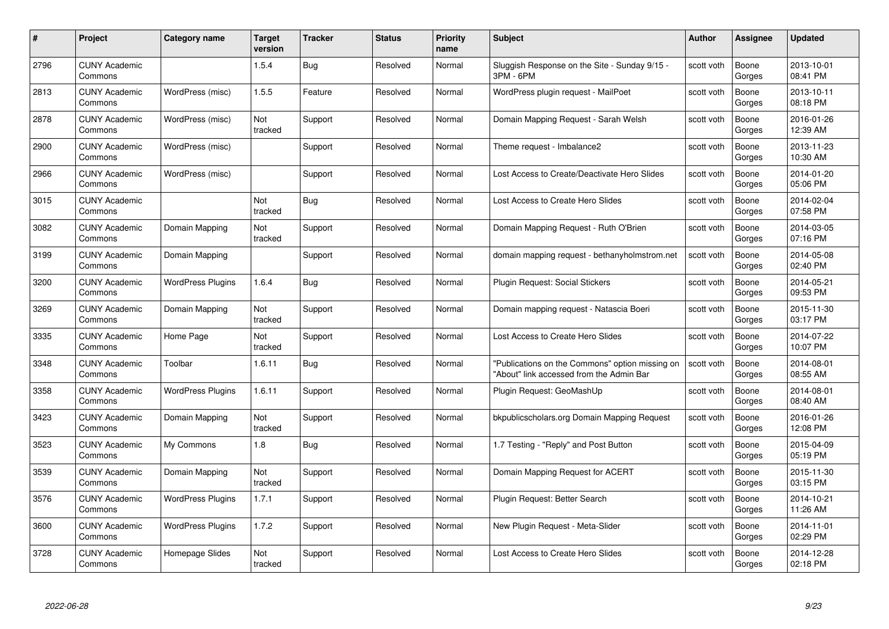| # | Project | Category name | Target version | Tracker | Status | Priority name | Subject | Author | Assignee | Updated |
|---|---|---|---|---|---|---|---|---|---|---|
| 2796 | CUNY Academic Commons | | 1.5.4 | Bug | Resolved | Normal | Sluggish Response on the Site - Sunday 9/15 - 3PM - 6PM | scott voth | Boone Gorges | 2013-10-01 08:41 PM |
| 2813 | CUNY Academic Commons | WordPress (misc) | 1.5.5 | Feature | Resolved | Normal | WordPress plugin request - MailPoet | scott voth | Boone Gorges | 2013-10-11 08:18 PM |
| 2878 | CUNY Academic Commons | WordPress (misc) | Not tracked | Support | Resolved | Normal | Domain Mapping Request - Sarah Welsh | scott voth | Boone Gorges | 2016-01-26 12:39 AM |
| 2900 | CUNY Academic Commons | WordPress (misc) | | Support | Resolved | Normal | Theme request - Imbalance2 | scott voth | Boone Gorges | 2013-11-23 10:30 AM |
| 2966 | CUNY Academic Commons | WordPress (misc) | | Support | Resolved | Normal | Lost Access to Create/Deactivate Hero Slides | scott voth | Boone Gorges | 2014-01-20 05:06 PM |
| 3015 | CUNY Academic Commons | | Not tracked | Bug | Resolved | Normal | Lost Access to Create Hero Slides | scott voth | Boone Gorges | 2014-02-04 07:58 PM |
| 3082 | CUNY Academic Commons | Domain Mapping | Not tracked | Support | Resolved | Normal | Domain Mapping Request - Ruth O'Brien | scott voth | Boone Gorges | 2014-03-05 07:16 PM |
| 3199 | CUNY Academic Commons | Domain Mapping | | Support | Resolved | Normal | domain mapping request - bethanyholmstrom.net | scott voth | Boone Gorges | 2014-05-08 02:40 PM |
| 3200 | CUNY Academic Commons | WordPress Plugins | 1.6.4 | Bug | Resolved | Normal | Plugin Request: Social Stickers | scott voth | Boone Gorges | 2014-05-21 09:53 PM |
| 3269 | CUNY Academic Commons | Domain Mapping | Not tracked | Support | Resolved | Normal | Domain mapping request - Natascia Boeri | scott voth | Boone Gorges | 2015-11-30 03:17 PM |
| 3335 | CUNY Academic Commons | Home Page | Not tracked | Support | Resolved | Normal | Lost Access to Create Hero Slides | scott voth | Boone Gorges | 2014-07-22 10:07 PM |
| 3348 | CUNY Academic Commons | Toolbar | 1.6.11 | Bug | Resolved | Normal | "Publications on the Commons" option missing on "About" link accessed from the Admin Bar | scott voth | Boone Gorges | 2014-08-01 08:55 AM |
| 3358 | CUNY Academic Commons | WordPress Plugins | 1.6.11 | Support | Resolved | Normal | Plugin Request: GeoMashUp | scott voth | Boone Gorges | 2014-08-01 08:40 AM |
| 3423 | CUNY Academic Commons | Domain Mapping | Not tracked | Support | Resolved | Normal | bkpublicscholars.org Domain Mapping Request | scott voth | Boone Gorges | 2016-01-26 12:08 PM |
| 3523 | CUNY Academic Commons | My Commons | 1.8 | Bug | Resolved | Normal | 1.7 Testing - "Reply" and Post Button | scott voth | Boone Gorges | 2015-04-09 05:19 PM |
| 3539 | CUNY Academic Commons | Domain Mapping | Not tracked | Support | Resolved | Normal | Domain Mapping Request for ACERT | scott voth | Boone Gorges | 2015-11-30 03:15 PM |
| 3576 | CUNY Academic Commons | WordPress Plugins | 1.7.1 | Support | Resolved | Normal | Plugin Request: Better Search | scott voth | Boone Gorges | 2014-10-21 11:26 AM |
| 3600 | CUNY Academic Commons | WordPress Plugins | 1.7.2 | Support | Resolved | Normal | New Plugin Request - Meta-Slider | scott voth | Boone Gorges | 2014-11-01 02:29 PM |
| 3728 | CUNY Academic Commons | Homepage Slides | Not tracked | Support | Resolved | Normal | Lost Access to Create Hero Slides | scott voth | Boone Gorges | 2014-12-28 02:18 PM |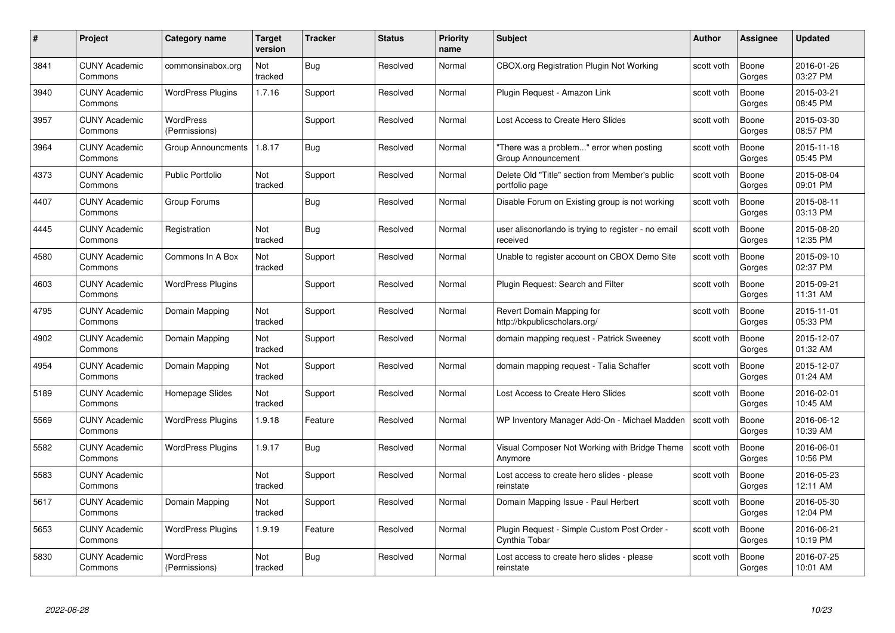| # | Project | Category name | Target version | Tracker | Status | Priority name | Subject | Author | Assignee | Updated |
|---|---|---|---|---|---|---|---|---|---|---|
| 3841 | CUNY Academic Commons | commonsinabox.org | Not tracked | Bug | Resolved | Normal | CBOX.org Registration Plugin Not Working | scott voth | Boone Gorges | 2016-01-26 03:27 PM |
| 3940 | CUNY Academic Commons | WordPress Plugins | 1.7.16 | Support | Resolved | Normal | Plugin Request - Amazon Link | scott voth | Boone Gorges | 2015-03-21 08:45 PM |
| 3957 | CUNY Academic Commons | WordPress (Permissions) | | Support | Resolved | Normal | Lost Access to Create Hero Slides | scott voth | Boone Gorges | 2015-03-30 08:57 PM |
| 3964 | CUNY Academic Commons | Group Announcments | 1.8.17 | Bug | Resolved | Normal | "There was a problem..." error when posting Group Announcement | scott voth | Boone Gorges | 2015-11-18 05:45 PM |
| 4373 | CUNY Academic Commons | Public Portfolio | Not tracked | Support | Resolved | Normal | Delete Old "Title" section from Member's public portfolio page | scott voth | Boone Gorges | 2015-08-04 09:01 PM |
| 4407 | CUNY Academic Commons | Group Forums | | Bug | Resolved | Normal | Disable Forum on Existing group is not working | scott voth | Boone Gorges | 2015-08-11 03:13 PM |
| 4445 | CUNY Academic Commons | Registration | Not tracked | Bug | Resolved | Normal | user alisonorlando is trying to register - no email received | scott voth | Boone Gorges | 2015-08-20 12:35 PM |
| 4580 | CUNY Academic Commons | Commons In A Box | Not tracked | Support | Resolved | Normal | Unable to register account on CBOX Demo Site | scott voth | Boone Gorges | 2015-09-10 02:37 PM |
| 4603 | CUNY Academic Commons | WordPress Plugins | | Support | Resolved | Normal | Plugin Request: Search and Filter | scott voth | Boone Gorges | 2015-09-21 11:31 AM |
| 4795 | CUNY Academic Commons | Domain Mapping | Not tracked | Support | Resolved | Normal | Revert Domain Mapping for http://bkpublicscholars.org/ | scott voth | Boone Gorges | 2015-11-01 05:33 PM |
| 4902 | CUNY Academic Commons | Domain Mapping | Not tracked | Support | Resolved | Normal | domain mapping request - Patrick Sweeney | scott voth | Boone Gorges | 2015-12-07 01:32 AM |
| 4954 | CUNY Academic Commons | Domain Mapping | Not tracked | Support | Resolved | Normal | domain mapping request - Talia Schaffer | scott voth | Boone Gorges | 2015-12-07 01:24 AM |
| 5189 | CUNY Academic Commons | Homepage Slides | Not tracked | Support | Resolved | Normal | Lost Access to Create Hero Slides | scott voth | Boone Gorges | 2016-02-01 10:45 AM |
| 5569 | CUNY Academic Commons | WordPress Plugins | 1.9.18 | Feature | Resolved | Normal | WP Inventory Manager Add-On - Michael Madden | scott voth | Boone Gorges | 2016-06-12 10:39 AM |
| 5582 | CUNY Academic Commons | WordPress Plugins | 1.9.17 | Bug | Resolved | Normal | Visual Composer Not Working with Bridge Theme Anymore | scott voth | Boone Gorges | 2016-06-01 10:56 PM |
| 5583 | CUNY Academic Commons | | Not tracked | Support | Resolved | Normal | Lost access to create hero slides - please reinstate | scott voth | Boone Gorges | 2016-05-23 12:11 AM |
| 5617 | CUNY Academic Commons | Domain Mapping | Not tracked | Support | Resolved | Normal | Domain Mapping Issue - Paul Herbert | scott voth | Boone Gorges | 2016-05-30 12:04 PM |
| 5653 | CUNY Academic Commons | WordPress Plugins | 1.9.19 | Feature | Resolved | Normal | Plugin Request - Simple Custom Post Order - Cynthia Tobar | scott voth | Boone Gorges | 2016-06-21 10:19 PM |
| 5830 | CUNY Academic Commons | WordPress (Permissions) | Not tracked | Bug | Resolved | Normal | Lost access to create hero slides - please reinstate | scott voth | Boone Gorges | 2016-07-25 10:01 AM |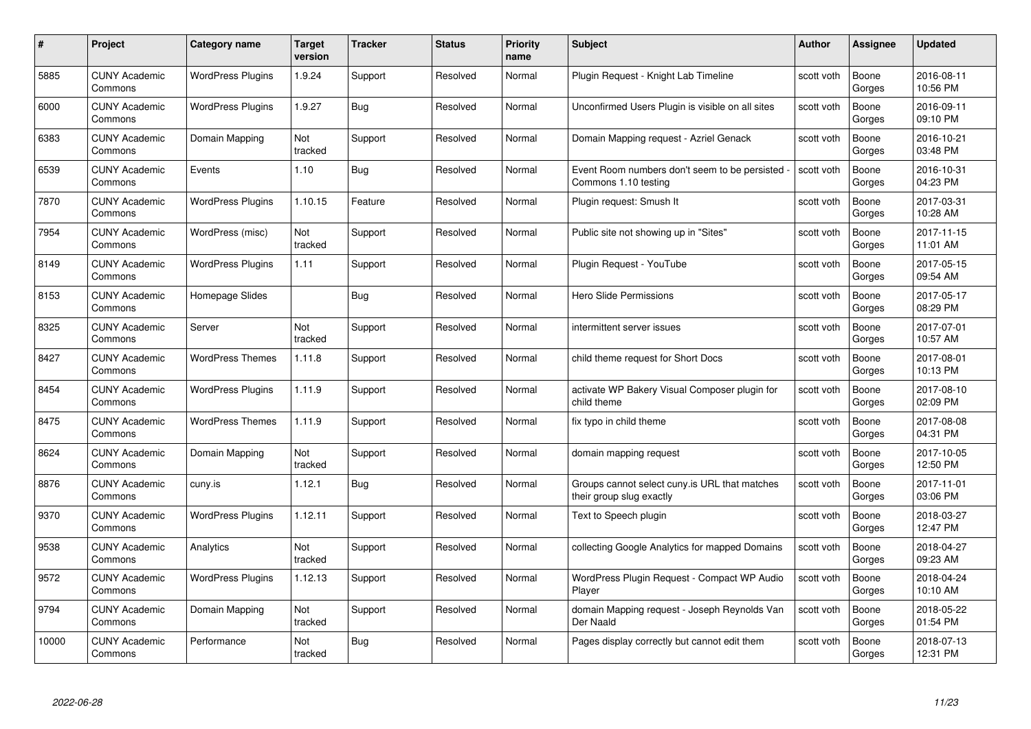| # | Project | Category name | Target version | Tracker | Status | Priority name | Subject | Author | Assignee | Updated |
|---|---|---|---|---|---|---|---|---|---|---|
| 5885 | CUNY Academic Commons | WordPress Plugins | 1.9.24 | Support | Resolved | Normal | Plugin Request - Knight Lab Timeline | scott voth | Boone Gorges | 2016-08-11 10:56 PM |
| 6000 | CUNY Academic Commons | WordPress Plugins | 1.9.27 | Bug | Resolved | Normal | Unconfirmed Users Plugin is visible on all sites | scott voth | Boone Gorges | 2016-09-11 09:10 PM |
| 6383 | CUNY Academic Commons | Domain Mapping | Not tracked | Support | Resolved | Normal | Domain Mapping request - Azriel Genack | scott voth | Boone Gorges | 2016-10-21 03:48 PM |
| 6539 | CUNY Academic Commons | Events | 1.10 | Bug | Resolved | Normal | Event Room numbers don't seem to be persisted - Commons 1.10 testing | scott voth | Boone Gorges | 2016-10-31 04:23 PM |
| 7870 | CUNY Academic Commons | WordPress Plugins | 1.10.15 | Feature | Resolved | Normal | Plugin request: Smush It | scott voth | Boone Gorges | 2017-03-31 10:28 AM |
| 7954 | CUNY Academic Commons | WordPress (misc) | Not tracked | Support | Resolved | Normal | Public site not showing up in "Sites" | scott voth | Boone Gorges | 2017-11-15 11:01 AM |
| 8149 | CUNY Academic Commons | WordPress Plugins | 1.11 | Support | Resolved | Normal | Plugin Request - YouTube | scott voth | Boone Gorges | 2017-05-15 09:54 AM |
| 8153 | CUNY Academic Commons | Homepage Slides | | Bug | Resolved | Normal | Hero Slide Permissions | scott voth | Boone Gorges | 2017-05-17 08:29 PM |
| 8325 | CUNY Academic Commons | Server | Not tracked | Support | Resolved | Normal | intermittent server issues | scott voth | Boone Gorges | 2017-07-01 10:57 AM |
| 8427 | CUNY Academic Commons | WordPress Themes | 1.11.8 | Support | Resolved | Normal | child theme request for Short Docs | scott voth | Boone Gorges | 2017-08-01 10:13 PM |
| 8454 | CUNY Academic Commons | WordPress Plugins | 1.11.9 | Support | Resolved | Normal | activate WP Bakery Visual Composer plugin for child theme | scott voth | Boone Gorges | 2017-08-10 02:09 PM |
| 8475 | CUNY Academic Commons | WordPress Themes | 1.11.9 | Support | Resolved | Normal | fix typo in child theme | scott voth | Boone Gorges | 2017-08-08 04:31 PM |
| 8624 | CUNY Academic Commons | Domain Mapping | Not tracked | Support | Resolved | Normal | domain mapping request | scott voth | Boone Gorges | 2017-10-05 12:50 PM |
| 8876 | CUNY Academic Commons | cuny.is | 1.12.1 | Bug | Resolved | Normal | Groups cannot select cuny.is URL that matches their group slug exactly | scott voth | Boone Gorges | 2017-11-01 03:06 PM |
| 9370 | CUNY Academic Commons | WordPress Plugins | 1.12.11 | Support | Resolved | Normal | Text to Speech plugin | scott voth | Boone Gorges | 2018-03-27 12:47 PM |
| 9538 | CUNY Academic Commons | Analytics | Not tracked | Support | Resolved | Normal | collecting Google Analytics for mapped Domains | scott voth | Boone Gorges | 2018-04-27 09:23 AM |
| 9572 | CUNY Academic Commons | WordPress Plugins | 1.12.13 | Support | Resolved | Normal | WordPress Plugin Request - Compact WP Audio Player | scott voth | Boone Gorges | 2018-04-24 10:10 AM |
| 9794 | CUNY Academic Commons | Domain Mapping | Not tracked | Support | Resolved | Normal | domain Mapping request - Joseph Reynolds Van Der Naald | scott voth | Boone Gorges | 2018-05-22 01:54 PM |
| 10000 | CUNY Academic Commons | Performance | Not tracked | Bug | Resolved | Normal | Pages display correctly but cannot edit them | scott voth | Boone Gorges | 2018-07-13 12:31 PM |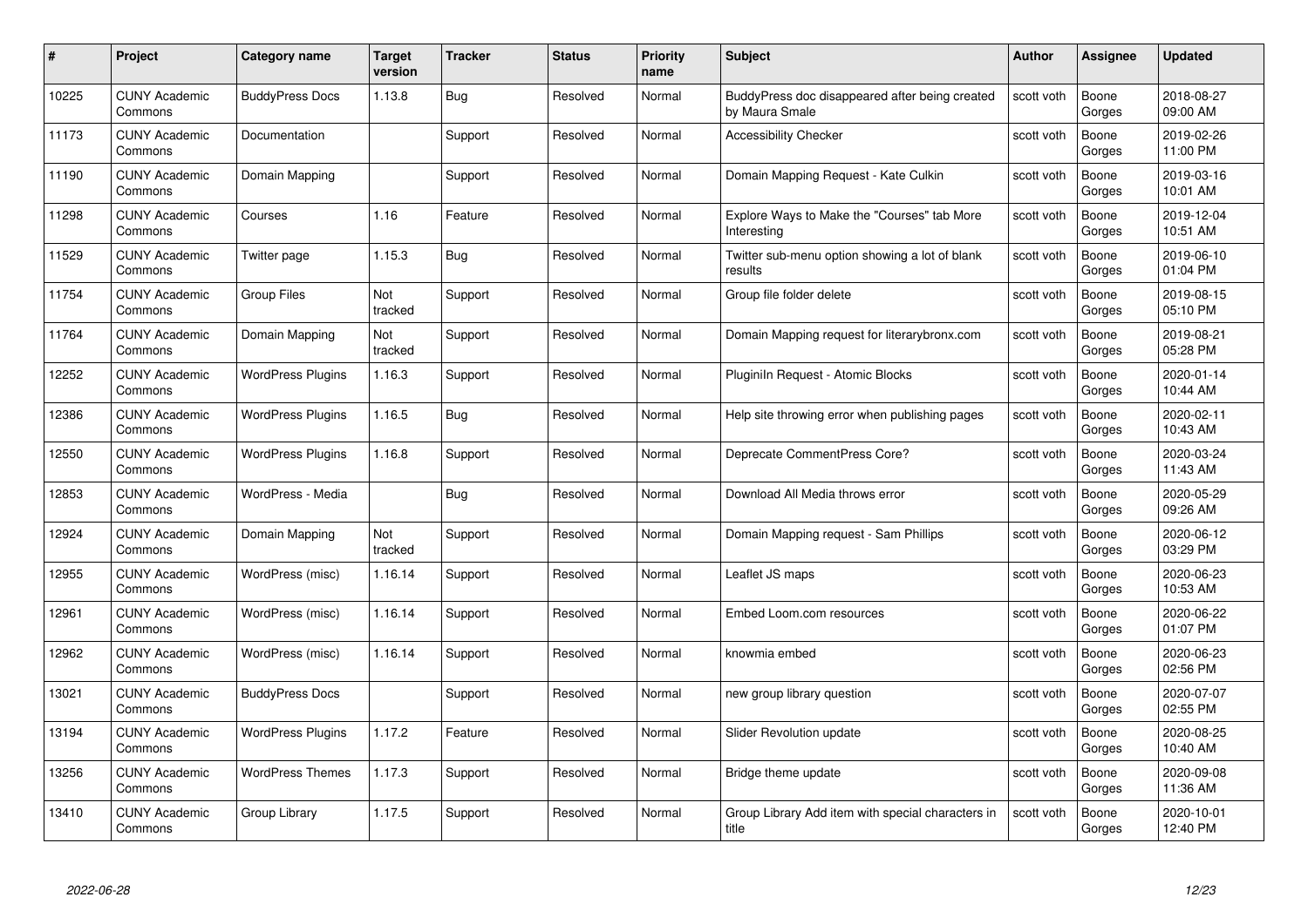| # | Project | Category name | Target version | Tracker | Status | Priority name | Subject | Author | Assignee | Updated |
|---|---|---|---|---|---|---|---|---|---|---|
| 10225 | CUNY Academic Commons | BuddyPress Docs | 1.13.8 | Bug | Resolved | Normal | BuddyPress doc disappeared after being created by Maura Smale | scott voth | Boone Gorges | 2018-08-27 09:00 AM |
| 11173 | CUNY Academic Commons | Documentation | | Support | Resolved | Normal | Accessibility Checker | scott voth | Boone Gorges | 2019-02-26 11:00 PM |
| 11190 | CUNY Academic Commons | Domain Mapping | | Support | Resolved | Normal | Domain Mapping Request - Kate Culkin | scott voth | Boone Gorges | 2019-03-16 10:01 AM |
| 11298 | CUNY Academic Commons | Courses | 1.16 | Feature | Resolved | Normal | Explore Ways to Make the "Courses" tab More Interesting | scott voth | Boone Gorges | 2019-12-04 10:51 AM |
| 11529 | CUNY Academic Commons | Twitter page | 1.15.3 | Bug | Resolved | Normal | Twitter sub-menu option showing a lot of blank results | scott voth | Boone Gorges | 2019-06-10 01:04 PM |
| 11754 | CUNY Academic Commons | Group Files | Not tracked | Support | Resolved | Normal | Group file folder delete | scott voth | Boone Gorges | 2019-08-15 05:10 PM |
| 11764 | CUNY Academic Commons | Domain Mapping | Not tracked | Support | Resolved | Normal | Domain Mapping request for literarybronx.com | scott voth | Boone Gorges | 2019-08-21 05:28 PM |
| 12252 | CUNY Academic Commons | WordPress Plugins | 1.16.3 | Support | Resolved | Normal | Pluginln Request - Atomic Blocks | scott voth | Boone Gorges | 2020-01-14 10:44 AM |
| 12386 | CUNY Academic Commons | WordPress Plugins | 1.16.5 | Bug | Resolved | Normal | Help site throwing error when publishing pages | scott voth | Boone Gorges | 2020-02-11 10:43 AM |
| 12550 | CUNY Academic Commons | WordPress Plugins | 1.16.8 | Support | Resolved | Normal | Deprecate CommentPress Core? | scott voth | Boone Gorges | 2020-03-24 11:43 AM |
| 12853 | CUNY Academic Commons | WordPress - Media | | Bug | Resolved | Normal | Download All Media throws error | scott voth | Boone Gorges | 2020-05-29 09:26 AM |
| 12924 | CUNY Academic Commons | Domain Mapping | Not tracked | Support | Resolved | Normal | Domain Mapping request - Sam Phillips | scott voth | Boone Gorges | 2020-06-12 03:29 PM |
| 12955 | CUNY Academic Commons | WordPress (misc) | 1.16.14 | Support | Resolved | Normal | Leaflet JS maps | scott voth | Boone Gorges | 2020-06-23 10:53 AM |
| 12961 | CUNY Academic Commons | WordPress (misc) | 1.16.14 | Support | Resolved | Normal | Embed Loom.com resources | scott voth | Boone Gorges | 2020-06-22 01:07 PM |
| 12962 | CUNY Academic Commons | WordPress (misc) | 1.16.14 | Support | Resolved | Normal | knowmia embed | scott voth | Boone Gorges | 2020-06-23 02:56 PM |
| 13021 | CUNY Academic Commons | BuddyPress Docs | | Support | Resolved | Normal | new group library question | scott voth | Boone Gorges | 2020-07-07 02:55 PM |
| 13194 | CUNY Academic Commons | WordPress Plugins | 1.17.2 | Feature | Resolved | Normal | Slider Revolution update | scott voth | Boone Gorges | 2020-08-25 10:40 AM |
| 13256 | CUNY Academic Commons | WordPress Themes | 1.17.3 | Support | Resolved | Normal | Bridge theme update | scott voth | Boone Gorges | 2020-09-08 11:36 AM |
| 13410 | CUNY Academic Commons | Group Library | 1.17.5 | Support | Resolved | Normal | Group Library Add item with special characters in title | scott voth | Boone Gorges | 2020-10-01 12:40 PM |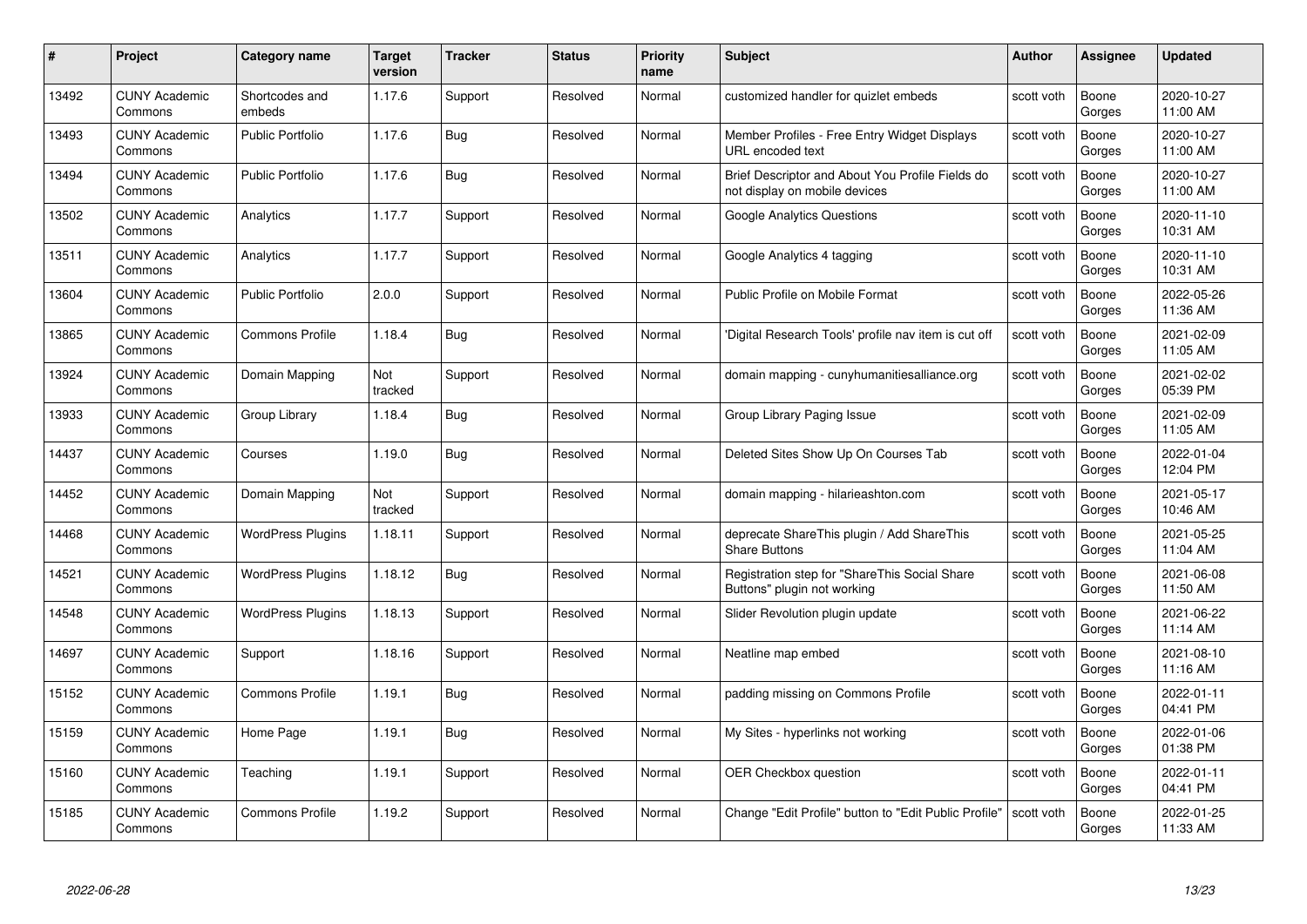| # | Project | Category name | Target version | Tracker | Status | Priority name | Subject | Author | Assignee | Updated |
|---|---|---|---|---|---|---|---|---|---|---|
| 13492 | CUNY Academic Commons | Shortcodes and embeds | 1.17.6 | Support | Resolved | Normal | customized handler for quizlet embeds | scott voth | Boone Gorges | 2020-10-27 11:00 AM |
| 13493 | CUNY Academic Commons | Public Portfolio | 1.17.6 | Bug | Resolved | Normal | Member Profiles - Free Entry Widget Displays URL encoded text | scott voth | Boone Gorges | 2020-10-27 11:00 AM |
| 13494 | CUNY Academic Commons | Public Portfolio | 1.17.6 | Bug | Resolved | Normal | Brief Descriptor and About You Profile Fields do not display on mobile devices | scott voth | Boone Gorges | 2020-10-27 11:00 AM |
| 13502 | CUNY Academic Commons | Analytics | 1.17.7 | Support | Resolved | Normal | Google Analytics Questions | scott voth | Boone Gorges | 2020-11-10 10:31 AM |
| 13511 | CUNY Academic Commons | Analytics | 1.17.7 | Support | Resolved | Normal | Google Analytics 4 tagging | scott voth | Boone Gorges | 2020-11-10 10:31 AM |
| 13604 | CUNY Academic Commons | Public Portfolio | 2.0.0 | Support | Resolved | Normal | Public Profile on Mobile Format | scott voth | Boone Gorges | 2022-05-26 11:36 AM |
| 13865 | CUNY Academic Commons | Commons Profile | 1.18.4 | Bug | Resolved | Normal | 'Digital Research Tools' profile nav item is cut off | scott voth | Boone Gorges | 2021-02-09 11:05 AM |
| 13924 | CUNY Academic Commons | Domain Mapping | Not tracked | Support | Resolved | Normal | domain mapping - cunyhumanitiesalliance.org | scott voth | Boone Gorges | 2021-02-02 05:39 PM |
| 13933 | CUNY Academic Commons | Group Library | 1.18.4 | Bug | Resolved | Normal | Group Library Paging Issue | scott voth | Boone Gorges | 2021-02-09 11:05 AM |
| 14437 | CUNY Academic Commons | Courses | 1.19.0 | Bug | Resolved | Normal | Deleted Sites Show Up On Courses Tab | scott voth | Boone Gorges | 2022-01-04 12:04 PM |
| 14452 | CUNY Academic Commons | Domain Mapping | Not tracked | Support | Resolved | Normal | domain mapping - hilarieashton.com | scott voth | Boone Gorges | 2021-05-17 10:46 AM |
| 14468 | CUNY Academic Commons | WordPress Plugins | 1.18.11 | Support | Resolved | Normal | deprecate ShareThis plugin / Add ShareThis Share Buttons | scott voth | Boone Gorges | 2021-05-25 11:04 AM |
| 14521 | CUNY Academic Commons | WordPress Plugins | 1.18.12 | Bug | Resolved | Normal | Registration step for "ShareThis Social Share Buttons" plugin not working | scott voth | Boone Gorges | 2021-06-08 11:50 AM |
| 14548 | CUNY Academic Commons | WordPress Plugins | 1.18.13 | Support | Resolved | Normal | Slider Revolution plugin update | scott voth | Boone Gorges | 2021-06-22 11:14 AM |
| 14697 | CUNY Academic Commons | Support | 1.18.16 | Support | Resolved | Normal | Neatline map embed | scott voth | Boone Gorges | 2021-08-10 11:16 AM |
| 15152 | CUNY Academic Commons | Commons Profile | 1.19.1 | Bug | Resolved | Normal | padding missing on Commons Profile | scott voth | Boone Gorges | 2022-01-11 04:41 PM |
| 15159 | CUNY Academic Commons | Home Page | 1.19.1 | Bug | Resolved | Normal | My Sites - hyperlinks not working | scott voth | Boone Gorges | 2022-01-06 01:38 PM |
| 15160 | CUNY Academic Commons | Teaching | 1.19.1 | Support | Resolved | Normal | OER Checkbox question | scott voth | Boone Gorges | 2022-01-11 04:41 PM |
| 15185 | CUNY Academic Commons | Commons Profile | 1.19.2 | Support | Resolved | Normal | Change "Edit Profile" button to "Edit Public Profile" | scott voth | Boone Gorges | 2022-01-25 11:33 AM |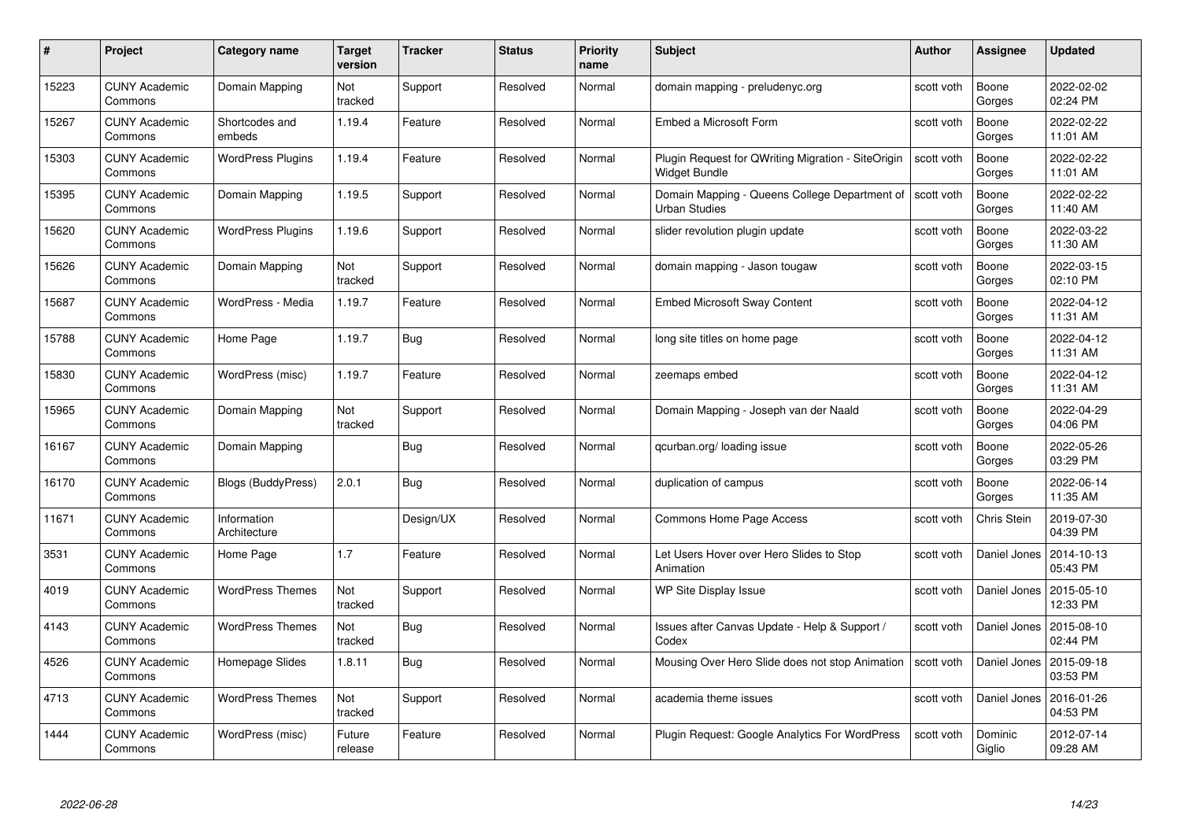| # | Project | Category name | Target version | Tracker | Status | Priority name | Subject | Author | Assignee | Updated |
|---|---|---|---|---|---|---|---|---|---|---|
| 15223 | CUNY Academic Commons | Domain Mapping | Not tracked | Support | Resolved | Normal | domain mapping - preludenyc.org | scott voth | Boone Gorges | 2022-02-02 02:24 PM |
| 15267 | CUNY Academic Commons | Shortcodes and embeds | 1.19.4 | Feature | Resolved | Normal | Embed a Microsoft Form | scott voth | Boone Gorges | 2022-02-22 11:01 AM |
| 15303 | CUNY Academic Commons | WordPress Plugins | 1.19.4 | Feature | Resolved | Normal | Plugin Request for QWriting Migration - SiteOrigin Widget Bundle | scott voth | Boone Gorges | 2022-02-22 11:01 AM |
| 15395 | CUNY Academic Commons | Domain Mapping | 1.19.5 | Support | Resolved | Normal | Domain Mapping - Queens College Department of Urban Studies | scott voth | Boone Gorges | 2022-02-22 11:40 AM |
| 15620 | CUNY Academic Commons | WordPress Plugins | 1.19.6 | Support | Resolved | Normal | slider revolution plugin update | scott voth | Boone Gorges | 2022-03-22 11:30 AM |
| 15626 | CUNY Academic Commons | Domain Mapping | Not tracked | Support | Resolved | Normal | domain mapping - Jason tougaw | scott voth | Boone Gorges | 2022-03-15 02:10 PM |
| 15687 | CUNY Academic Commons | WordPress - Media | 1.19.7 | Feature | Resolved | Normal | Embed Microsoft Sway Content | scott voth | Boone Gorges | 2022-04-12 11:31 AM |
| 15788 | CUNY Academic Commons | Home Page | 1.19.7 | Bug | Resolved | Normal | long site titles on home page | scott voth | Boone Gorges | 2022-04-12 11:31 AM |
| 15830 | CUNY Academic Commons | WordPress (misc) | 1.19.7 | Feature | Resolved | Normal | zeemaps embed | scott voth | Boone Gorges | 2022-04-12 11:31 AM |
| 15965 | CUNY Academic Commons | Domain Mapping | Not tracked | Support | Resolved | Normal | Domain Mapping - Joseph van der Naald | scott voth | Boone Gorges | 2022-04-29 04:06 PM |
| 16167 | CUNY Academic Commons | Domain Mapping | | Bug | Resolved | Normal | qcurban.org/ loading issue | scott voth | Boone Gorges | 2022-05-26 03:29 PM |
| 16170 | CUNY Academic Commons | Blogs (BuddyPress) | 2.0.1 | Bug | Resolved | Normal | duplication of campus | scott voth | Boone Gorges | 2022-06-14 11:35 AM |
| 11671 | CUNY Academic Commons | Information Architecture | | Design/UX | Resolved | Normal | Commons Home Page Access | scott voth | Chris Stein | 2019-07-30 04:39 PM |
| 3531 | CUNY Academic Commons | Home Page | 1.7 | Feature | Resolved | Normal | Let Users Hover over Hero Slides to Stop Animation | scott voth | Daniel Jones | 2014-10-13 05:43 PM |
| 4019 | CUNY Academic Commons | WordPress Themes | Not tracked | Support | Resolved | Normal | WP Site Display Issue | scott voth | Daniel Jones | 2015-05-10 12:33 PM |
| 4143 | CUNY Academic Commons | WordPress Themes | Not tracked | Bug | Resolved | Normal | Issues after Canvas Update - Help & Support / Codex | scott voth | Daniel Jones | 2015-08-10 02:44 PM |
| 4526 | CUNY Academic Commons | Homepage Slides | 1.8.11 | Bug | Resolved | Normal | Mousing Over Hero Slide does not stop Animation | scott voth | Daniel Jones | 2015-09-18 03:53 PM |
| 4713 | CUNY Academic Commons | WordPress Themes | Not tracked | Support | Resolved | Normal | academia theme issues | scott voth | Daniel Jones | 2016-01-26 04:53 PM |
| 1444 | CUNY Academic Commons | WordPress (misc) | Future release | Feature | Resolved | Normal | Plugin Request: Google Analytics For WordPress | scott voth | Dominic Giglio | 2012-07-14 09:28 AM |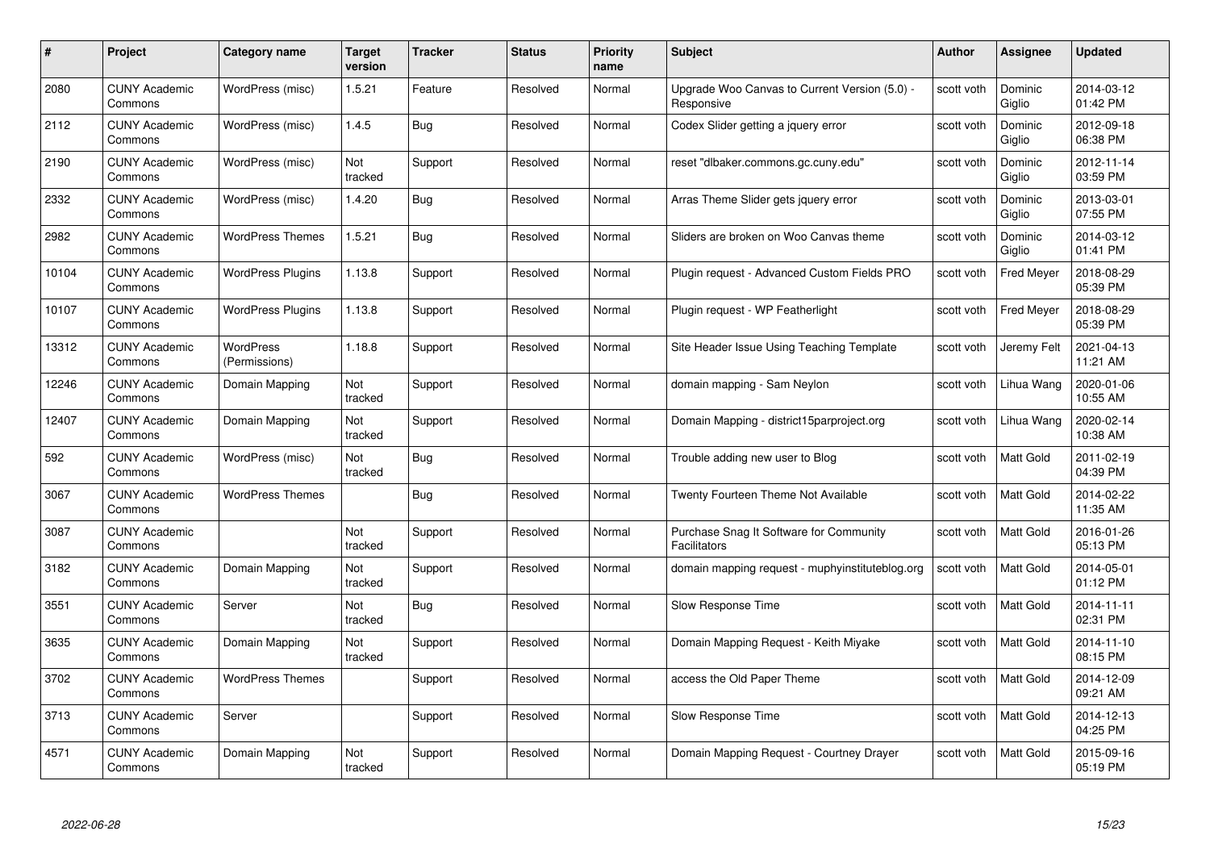| # | Project | Category name | Target version | Tracker | Status | Priority name | Subject | Author | Assignee | Updated |
|---|---|---|---|---|---|---|---|---|---|---|
| 2080 | CUNY Academic Commons | WordPress (misc) | 1.5.21 | Feature | Resolved | Normal | Upgrade Woo Canvas to Current Version (5.0) - Responsive | scott voth | Dominic Giglio | 2014-03-12 01:42 PM |
| 2112 | CUNY Academic Commons | WordPress (misc) | 1.4.5 | Bug | Resolved | Normal | Codex Slider getting a jquery error | scott voth | Dominic Giglio | 2012-09-18 06:38 PM |
| 2190 | CUNY Academic Commons | WordPress (misc) | Not tracked | Support | Resolved | Normal | reset "dlbaker.commons.gc.cuny.edu" | scott voth | Dominic Giglio | 2012-11-14 03:59 PM |
| 2332 | CUNY Academic Commons | WordPress (misc) | 1.4.20 | Bug | Resolved | Normal | Arras Theme Slider gets jquery error | scott voth | Dominic Giglio | 2013-03-01 07:55 PM |
| 2982 | CUNY Academic Commons | WordPress Themes | 1.5.21 | Bug | Resolved | Normal | Sliders are broken on Woo Canvas theme | scott voth | Dominic Giglio | 2014-03-12 01:41 PM |
| 10104 | CUNY Academic Commons | WordPress Plugins | 1.13.8 | Support | Resolved | Normal | Plugin request - Advanced Custom Fields PRO | scott voth | Fred Meyer | 2018-08-29 05:39 PM |
| 10107 | CUNY Academic Commons | WordPress Plugins | 1.13.8 | Support | Resolved | Normal | Plugin request - WP Featherlight | scott voth | Fred Meyer | 2018-08-29 05:39 PM |
| 13312 | CUNY Academic Commons | WordPress (Permissions) | 1.18.8 | Support | Resolved | Normal | Site Header Issue Using Teaching Template | scott voth | Jeremy Felt | 2021-04-13 11:21 AM |
| 12246 | CUNY Academic Commons | Domain Mapping | Not tracked | Support | Resolved | Normal | domain mapping - Sam Neylon | scott voth | Lihua Wang | 2020-01-06 10:55 AM |
| 12407 | CUNY Academic Commons | Domain Mapping | Not tracked | Support | Resolved | Normal | Domain Mapping - district15parproject.org | scott voth | Lihua Wang | 2020-02-14 10:38 AM |
| 592 | CUNY Academic Commons | WordPress (misc) | Not tracked | Bug | Resolved | Normal | Trouble adding new user to Blog | scott voth | Matt Gold | 2011-02-19 04:39 PM |
| 3067 | CUNY Academic Commons | WordPress Themes | | Bug | Resolved | Normal | Twenty Fourteen Theme Not Available | scott voth | Matt Gold | 2014-02-22 11:35 AM |
| 3087 | CUNY Academic Commons | | Not tracked | Support | Resolved | Normal | Purchase Snag It Software for Community Facilitators | scott voth | Matt Gold | 2016-01-26 05:13 PM |
| 3182 | CUNY Academic Commons | Domain Mapping | Not tracked | Support | Resolved | Normal | domain mapping request - muphyinstituteblog.org | scott voth | Matt Gold | 2014-05-01 01:12 PM |
| 3551 | CUNY Academic Commons | Server | Not tracked | Bug | Resolved | Normal | Slow Response Time | scott voth | Matt Gold | 2014-11-11 02:31 PM |
| 3635 | CUNY Academic Commons | Domain Mapping | Not tracked | Support | Resolved | Normal | Domain Mapping Request - Keith Miyake | scott voth | Matt Gold | 2014-11-10 08:15 PM |
| 3702 | CUNY Academic Commons | WordPress Themes | | Support | Resolved | Normal | access the Old Paper Theme | scott voth | Matt Gold | 2014-12-09 09:21 AM |
| 3713 | CUNY Academic Commons | Server | | Support | Resolved | Normal | Slow Response Time | scott voth | Matt Gold | 2014-12-13 04:25 PM |
| 4571 | CUNY Academic Commons | Domain Mapping | Not tracked | Support | Resolved | Normal | Domain Mapping Request - Courtney Drayer | scott voth | Matt Gold | 2015-09-16 05:19 PM |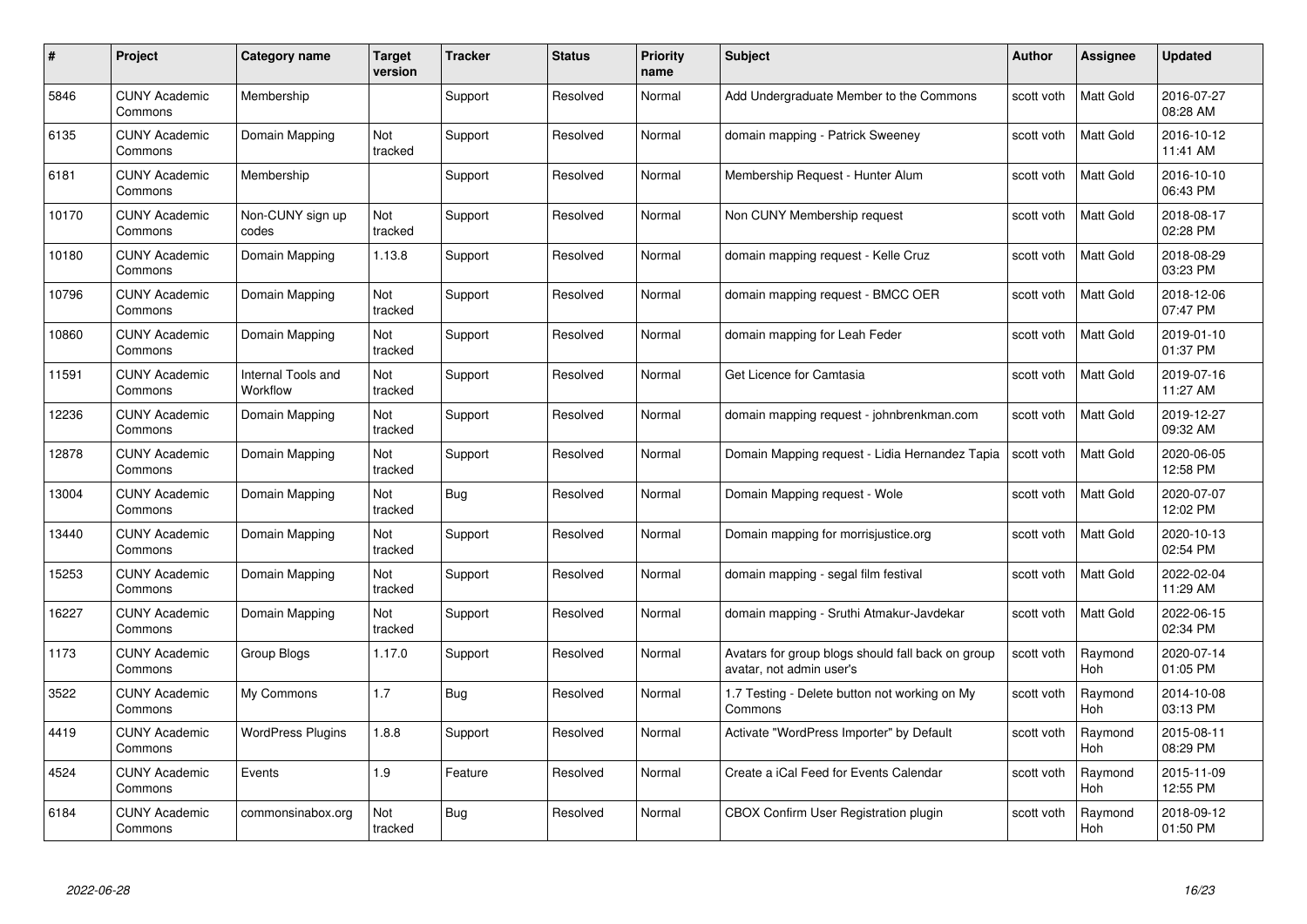| # | Project | Category name | Target version | Tracker | Status | Priority name | Subject | Author | Assignee | Updated |
|---|---|---|---|---|---|---|---|---|---|---|
| 5846 | CUNY Academic Commons | Membership | | Support | Resolved | Normal | Add Undergraduate Member to the Commons | scott voth | Matt Gold | 2016-07-27 08:28 AM |
| 6135 | CUNY Academic Commons | Domain Mapping | Not tracked | Support | Resolved | Normal | domain mapping - Patrick Sweeney | scott voth | Matt Gold | 2016-10-12 11:41 AM |
| 6181 | CUNY Academic Commons | Membership | | Support | Resolved | Normal | Membership Request - Hunter Alum | scott voth | Matt Gold | 2016-10-10 06:43 PM |
| 10170 | CUNY Academic Commons | Non-CUNY sign up codes | Not tracked | Support | Resolved | Normal | Non CUNY Membership request | scott voth | Matt Gold | 2018-08-17 02:28 PM |
| 10180 | CUNY Academic Commons | Domain Mapping | 1.13.8 | Support | Resolved | Normal | domain mapping request - Kelle Cruz | scott voth | Matt Gold | 2018-08-29 03:23 PM |
| 10796 | CUNY Academic Commons | Domain Mapping | Not tracked | Support | Resolved | Normal | domain mapping request - BMCC OER | scott voth | Matt Gold | 2018-12-06 07:47 PM |
| 10860 | CUNY Academic Commons | Domain Mapping | Not tracked | Support | Resolved | Normal | domain mapping for Leah Feder | scott voth | Matt Gold | 2019-01-10 01:37 PM |
| 11591 | CUNY Academic Commons | Internal Tools and Workflow | Not tracked | Support | Resolved | Normal | Get Licence for Camtasia | scott voth | Matt Gold | 2019-07-16 11:27 AM |
| 12236 | CUNY Academic Commons | Domain Mapping | Not tracked | Support | Resolved | Normal | domain mapping request - johnbrenkman.com | scott voth | Matt Gold | 2019-12-27 09:32 AM |
| 12878 | CUNY Academic Commons | Domain Mapping | Not tracked | Support | Resolved | Normal | Domain Mapping request - Lidia Hernandez Tapia | scott voth | Matt Gold | 2020-06-05 12:58 PM |
| 13004 | CUNY Academic Commons | Domain Mapping | Not tracked | Bug | Resolved | Normal | Domain Mapping request - Wole | scott voth | Matt Gold | 2020-07-07 12:02 PM |
| 13440 | CUNY Academic Commons | Domain Mapping | Not tracked | Support | Resolved | Normal | Domain mapping for morrisjustice.org | scott voth | Matt Gold | 2020-10-13 02:54 PM |
| 15253 | CUNY Academic Commons | Domain Mapping | Not tracked | Support | Resolved | Normal | domain mapping - segal film festival | scott voth | Matt Gold | 2022-02-04 11:29 AM |
| 16227 | CUNY Academic Commons | Domain Mapping | Not tracked | Support | Resolved | Normal | domain mapping - Sruthi Atmakur-Javdekar | scott voth | Matt Gold | 2022-06-15 02:34 PM |
| 1173 | CUNY Academic Commons | Group Blogs | 1.17.0 | Support | Resolved | Normal | Avatars for group blogs should fall back on group avatar, not admin user's | scott voth | Raymond Hoh | 2020-07-14 01:05 PM |
| 3522 | CUNY Academic Commons | My Commons | 1.7 | Bug | Resolved | Normal | 1.7 Testing - Delete button not working on My Commons | scott voth | Raymond Hoh | 2014-10-08 03:13 PM |
| 4419 | CUNY Academic Commons | WordPress Plugins | 1.8.8 | Support | Resolved | Normal | Activate "WordPress Importer" by Default | scott voth | Raymond Hoh | 2015-08-11 08:29 PM |
| 4524 | CUNY Academic Commons | Events | 1.9 | Feature | Resolved | Normal | Create a iCal Feed for Events Calendar | scott voth | Raymond Hoh | 2015-11-09 12:55 PM |
| 6184 | CUNY Academic Commons | commonsinabox.org | Not tracked | Bug | Resolved | Normal | CBOX Confirm User Registration plugin | scott voth | Raymond Hoh | 2018-09-12 01:50 PM |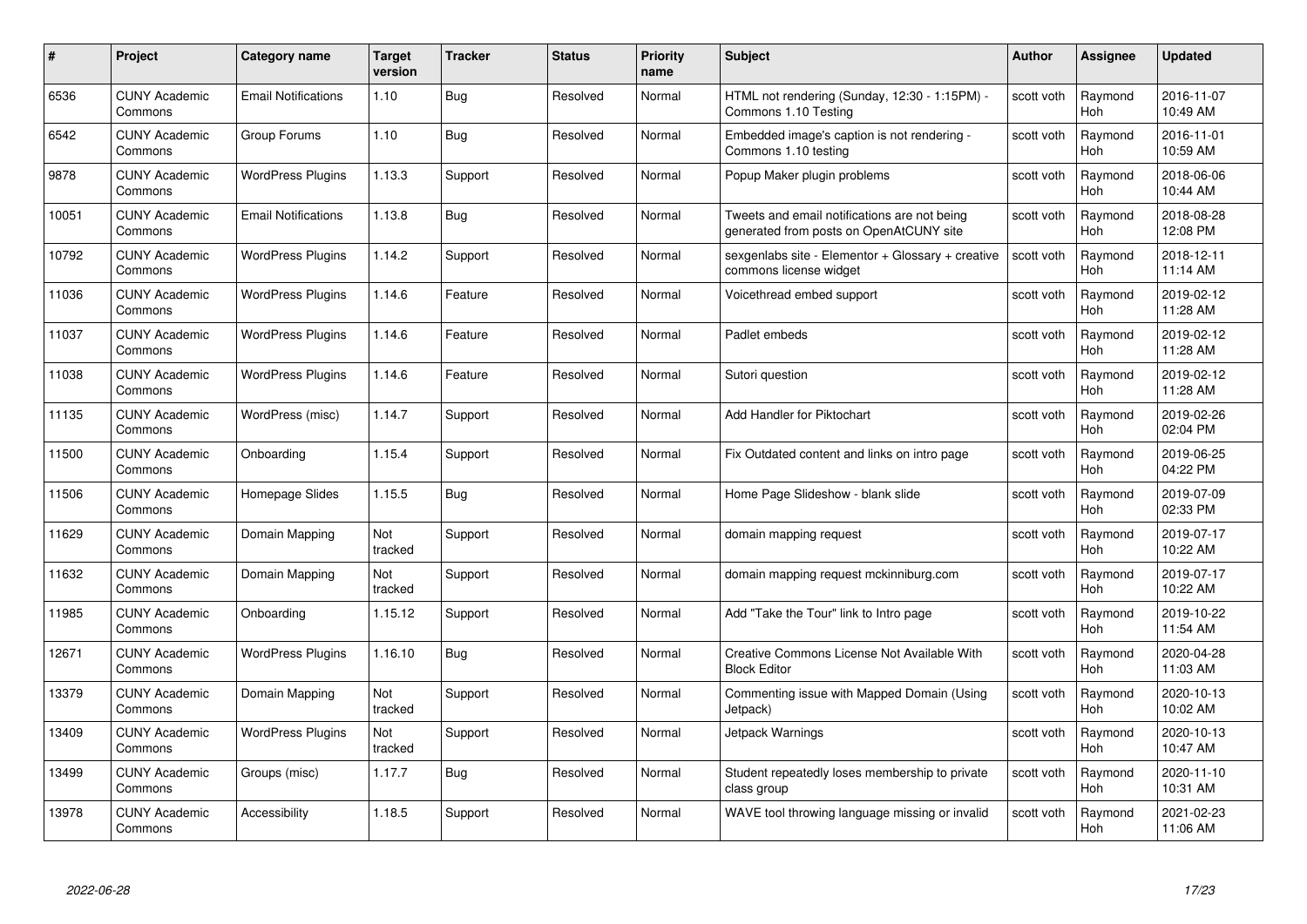| # | Project | Category name | Target version | Tracker | Status | Priority name | Subject | Author | Assignee | Updated |
|---|---|---|---|---|---|---|---|---|---|---|
| 6536 | CUNY Academic Commons | Email Notifications | 1.10 | Bug | Resolved | Normal | HTML not rendering (Sunday, 12:30 - 1:15PM) - Commons 1.10 Testing | scott voth | Raymond Hoh | 2016-11-07 10:49 AM |
| 6542 | CUNY Academic Commons | Group Forums | 1.10 | Bug | Resolved | Normal | Embedded image's caption is not rendering - Commons 1.10 testing | scott voth | Raymond Hoh | 2016-11-01 10:59 AM |
| 9878 | CUNY Academic Commons | WordPress Plugins | 1.13.3 | Support | Resolved | Normal | Popup Maker plugin problems | scott voth | Raymond Hoh | 2018-06-06 10:44 AM |
| 10051 | CUNY Academic Commons | Email Notifications | 1.13.8 | Bug | Resolved | Normal | Tweets and email notifications are not being generated from posts on OpenAtCUNY site | scott voth | Raymond Hoh | 2018-08-28 12:08 PM |
| 10792 | CUNY Academic Commons | WordPress Plugins | 1.14.2 | Support | Resolved | Normal | sexgenlabs site - Elementor + Glossary + creative commons license widget | scott voth | Raymond Hoh | 2018-12-11 11:14 AM |
| 11036 | CUNY Academic Commons | WordPress Plugins | 1.14.6 | Feature | Resolved | Normal | Voicethread embed support | scott voth | Raymond Hoh | 2019-02-12 11:28 AM |
| 11037 | CUNY Academic Commons | WordPress Plugins | 1.14.6 | Feature | Resolved | Normal | Padlet embeds | scott voth | Raymond Hoh | 2019-02-12 11:28 AM |
| 11038 | CUNY Academic Commons | WordPress Plugins | 1.14.6 | Feature | Resolved | Normal | Sutori question | scott voth | Raymond Hoh | 2019-02-12 11:28 AM |
| 11135 | CUNY Academic Commons | WordPress (misc) | 1.14.7 | Support | Resolved | Normal | Add Handler for Piktochart | scott voth | Raymond Hoh | 2019-02-26 02:04 PM |
| 11500 | CUNY Academic Commons | Onboarding | 1.15.4 | Support | Resolved | Normal | Fix Outdated content and links on intro page | scott voth | Raymond Hoh | 2019-06-25 04:22 PM |
| 11506 | CUNY Academic Commons | Homepage Slides | 1.15.5 | Bug | Resolved | Normal | Home Page Slideshow - blank slide | scott voth | Raymond Hoh | 2019-07-09 02:33 PM |
| 11629 | CUNY Academic Commons | Domain Mapping | Not tracked | Support | Resolved | Normal | domain mapping request | scott voth | Raymond Hoh | 2019-07-17 10:22 AM |
| 11632 | CUNY Academic Commons | Domain Mapping | Not tracked | Support | Resolved | Normal | domain mapping request mckinniburg.com | scott voth | Raymond Hoh | 2019-07-17 10:22 AM |
| 11985 | CUNY Academic Commons | Onboarding | 1.15.12 | Support | Resolved | Normal | Add "Take the Tour" link to Intro page | scott voth | Raymond Hoh | 2019-10-22 11:54 AM |
| 12671 | CUNY Academic Commons | WordPress Plugins | 1.16.10 | Bug | Resolved | Normal | Creative Commons License Not Available With Block Editor | scott voth | Raymond Hoh | 2020-04-28 11:03 AM |
| 13379 | CUNY Academic Commons | Domain Mapping | Not tracked | Support | Resolved | Normal | Commenting issue with Mapped Domain (Using Jetpack) | scott voth | Raymond Hoh | 2020-10-13 10:02 AM |
| 13409 | CUNY Academic Commons | WordPress Plugins | Not tracked | Support | Resolved | Normal | Jetpack Warnings | scott voth | Raymond Hoh | 2020-10-13 10:47 AM |
| 13499 | CUNY Academic Commons | Groups (misc) | 1.17.7 | Bug | Resolved | Normal | Student repeatedly loses membership to private class group | scott voth | Raymond Hoh | 2020-11-10 10:31 AM |
| 13978 | CUNY Academic Commons | Accessibility | 1.18.5 | Support | Resolved | Normal | WAVE tool throwing language missing or invalid | scott voth | Raymond Hoh | 2021-02-23 11:06 AM |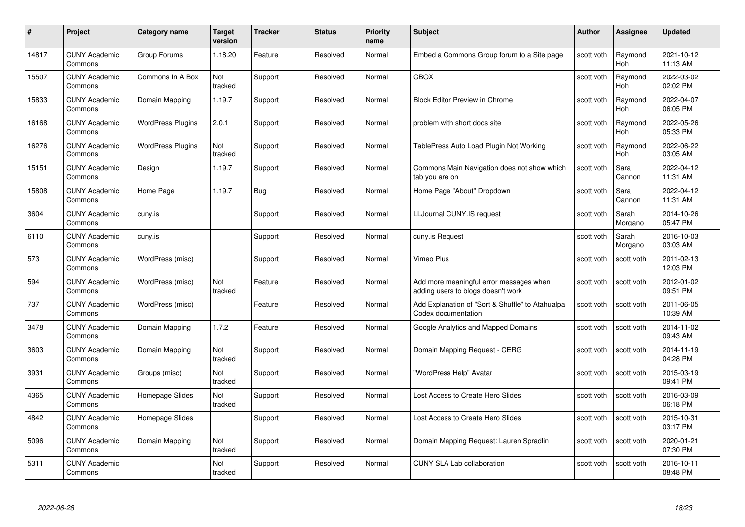| # | Project | Category name | Target version | Tracker | Status | Priority name | Subject | Author | Assignee | Updated |
|---|---|---|---|---|---|---|---|---|---|---|
| 14817 | CUNY Academic Commons | Group Forums | 1.18.20 | Feature | Resolved | Normal | Embed a Commons Group forum to a Site page | scott voth | Raymond Hoh | 2021-10-12 11:13 AM |
| 15507 | CUNY Academic Commons | Commons In A Box | Not tracked | Support | Resolved | Normal | CBOX | scott voth | Raymond Hoh | 2022-03-02 02:02 PM |
| 15833 | CUNY Academic Commons | Domain Mapping | 1.19.7 | Support | Resolved | Normal | Block Editor Preview in Chrome | scott voth | Raymond Hoh | 2022-04-07 06:05 PM |
| 16168 | CUNY Academic Commons | WordPress Plugins | 2.0.1 | Support | Resolved | Normal | problem with short docs site | scott voth | Raymond Hoh | 2022-05-26 05:33 PM |
| 16276 | CUNY Academic Commons | WordPress Plugins | Not tracked | Support | Resolved | Normal | TablePress Auto Load Plugin Not Working | scott voth | Raymond Hoh | 2022-06-22 03:05 AM |
| 15151 | CUNY Academic Commons | Design | 1.19.7 | Support | Resolved | Normal | Commons Main Navigation does not show which tab you are on | scott voth | Sara Cannon | 2022-04-12 11:31 AM |
| 15808 | CUNY Academic Commons | Home Page | 1.19.7 | Bug | Resolved | Normal | Home Page "About" Dropdown | scott voth | Sara Cannon | 2022-04-12 11:31 AM |
| 3604 | CUNY Academic Commons | cuny.is | | Support | Resolved | Normal | LLJournal CUNY.IS request | scott voth | Sarah Morgano | 2014-10-26 05:47 PM |
| 6110 | CUNY Academic Commons | cuny.is | | Support | Resolved | Normal | cuny.is Request | scott voth | Sarah Morgano | 2016-10-03 03:03 AM |
| 573 | CUNY Academic Commons | WordPress (misc) | | Support | Resolved | Normal | Vimeo Plus | scott voth | scott voth | 2011-02-13 12:03 PM |
| 594 | CUNY Academic Commons | WordPress (misc) | Not tracked | Feature | Resolved | Normal | Add more meaningful error messages when adding users to blogs doesn't work | scott voth | scott voth | 2012-01-02 09:51 PM |
| 737 | CUNY Academic Commons | WordPress (misc) | | Feature | Resolved | Normal | Add Explanation of "Sort & Shuffle" to Atahualpa Codex documentation | scott voth | scott voth | 2011-06-05 10:39 AM |
| 3478 | CUNY Academic Commons | Domain Mapping | 1.7.2 | Feature | Resolved | Normal | Google Analytics and Mapped Domains | scott voth | scott voth | 2014-11-02 09:43 AM |
| 3603 | CUNY Academic Commons | Domain Mapping | Not tracked | Support | Resolved | Normal | Domain Mapping Request - CERG | scott voth | scott voth | 2014-11-19 04:28 PM |
| 3931 | CUNY Academic Commons | Groups (misc) | Not tracked | Support | Resolved | Normal | "WordPress Help" Avatar | scott voth | scott voth | 2015-03-19 09:41 PM |
| 4365 | CUNY Academic Commons | Homepage Slides | Not tracked | Support | Resolved | Normal | Lost Access to Create Hero Slides | scott voth | scott voth | 2016-03-09 06:18 PM |
| 4842 | CUNY Academic Commons | Homepage Slides | | Support | Resolved | Normal | Lost Access to Create Hero Slides | scott voth | scott voth | 2015-10-31 03:17 PM |
| 5096 | CUNY Academic Commons | Domain Mapping | Not tracked | Support | Resolved | Normal | Domain Mapping Request: Lauren Spradlin | scott voth | scott voth | 2020-01-21 07:30 PM |
| 5311 | CUNY Academic Commons | | Not tracked | Support | Resolved | Normal | CUNY SLA Lab collaboration | scott voth | scott voth | 2016-10-11 08:48 PM |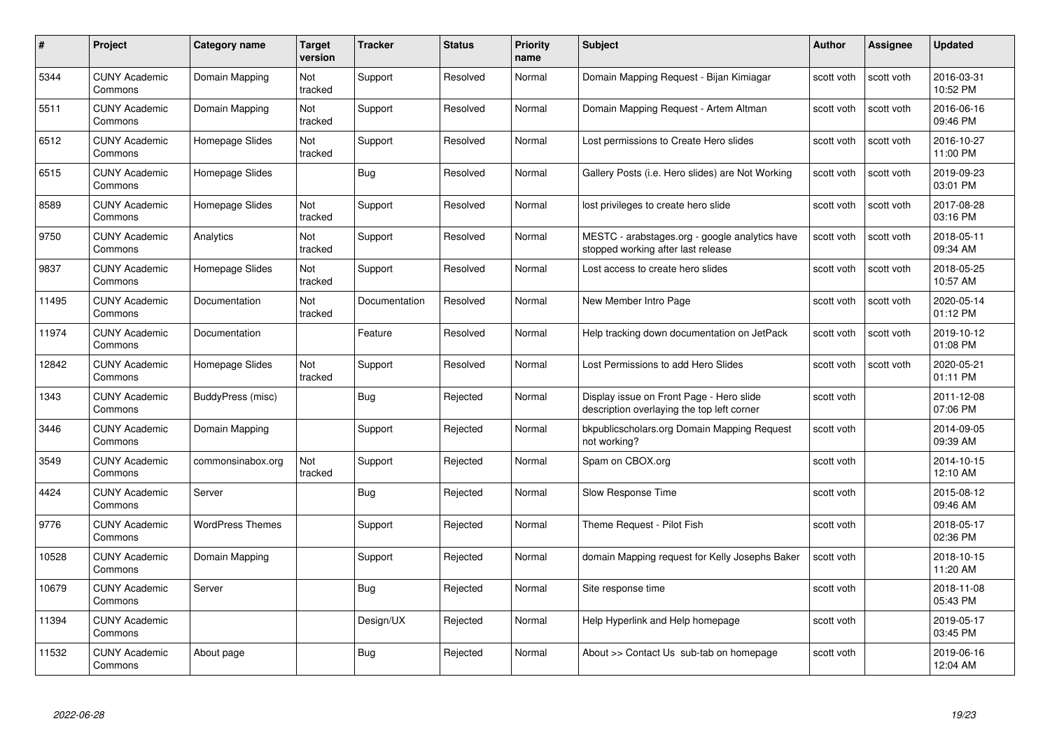| # | Project | Category name | Target version | Tracker | Status | Priority name | Subject | Author | Assignee | Updated |
|---|---|---|---|---|---|---|---|---|---|---|
| 5344 | CUNY Academic Commons | Domain Mapping | Not tracked | Support | Resolved | Normal | Domain Mapping Request - Bijan Kimiagar | scott voth | scott voth | 2016-03-31 10:52 PM |
| 5511 | CUNY Academic Commons | Domain Mapping | Not tracked | Support | Resolved | Normal | Domain Mapping Request - Artem Altman | scott voth | scott voth | 2016-06-16 09:46 PM |
| 6512 | CUNY Academic Commons | Homepage Slides | Not tracked | Support | Resolved | Normal | Lost permissions to Create Hero slides | scott voth | scott voth | 2016-10-27 11:00 PM |
| 6515 | CUNY Academic Commons | Homepage Slides | | Bug | Resolved | Normal | Gallery Posts (i.e. Hero slides) are Not Working | scott voth | scott voth | 2019-09-23 03:01 PM |
| 8589 | CUNY Academic Commons | Homepage Slides | Not tracked | Support | Resolved | Normal | lost privileges to create hero slide | scott voth | scott voth | 2017-08-28 03:16 PM |
| 9750 | CUNY Academic Commons | Analytics | Not tracked | Support | Resolved | Normal | MESTC - arabstages.org - google analytics have stopped working after last release | scott voth | scott voth | 2018-05-11 09:34 AM |
| 9837 | CUNY Academic Commons | Homepage Slides | Not tracked | Support | Resolved | Normal | Lost access to create hero slides | scott voth | scott voth | 2018-05-25 10:57 AM |
| 11495 | CUNY Academic Commons | Documentation | Not tracked | Documentation | Resolved | Normal | New Member Intro Page | scott voth | scott voth | 2020-05-14 01:12 PM |
| 11974 | CUNY Academic Commons | Documentation | | Feature | Resolved | Normal | Help tracking down documentation on JetPack | scott voth | scott voth | 2019-10-12 01:08 PM |
| 12842 | CUNY Academic Commons | Homepage Slides | Not tracked | Support | Resolved | Normal | Lost Permissions to add Hero Slides | scott voth | scott voth | 2020-05-21 01:11 PM |
| 1343 | CUNY Academic Commons | BuddyPress (misc) | | Bug | Rejected | Normal | Display issue on Front Page - Hero slide description overlaying the top left corner | scott voth | | 2011-12-08 07:06 PM |
| 3446 | CUNY Academic Commons | Domain Mapping | | Support | Rejected | Normal | bkpublicscholars.org Domain Mapping Request not working? | scott voth | | 2014-09-05 09:39 AM |
| 3549 | CUNY Academic Commons | commonsinabox.org | Not tracked | Support | Rejected | Normal | Spam on CBOX.org | scott voth | | 2014-10-15 12:10 AM |
| 4424 | CUNY Academic Commons | Server | | Bug | Rejected | Normal | Slow Response Time | scott voth | | 2015-08-12 09:46 AM |
| 9776 | CUNY Academic Commons | WordPress Themes | | Support | Rejected | Normal | Theme Request - Pilot Fish | scott voth | | 2018-05-17 02:36 PM |
| 10528 | CUNY Academic Commons | Domain Mapping | | Support | Rejected | Normal | domain Mapping request for Kelly Josephs Baker | scott voth | | 2018-10-15 11:20 AM |
| 10679 | CUNY Academic Commons | Server | | Bug | Rejected | Normal | Site response time | scott voth | | 2018-11-08 05:43 PM |
| 11394 | CUNY Academic Commons | | | Design/UX | Rejected | Normal | Help Hyperlink and Help homepage | scott voth | | 2019-05-17 03:45 PM |
| 11532 | CUNY Academic Commons | About page | | Bug | Rejected | Normal | About >> Contact Us sub-tab on homepage | scott voth | | 2019-06-16 12:04 AM |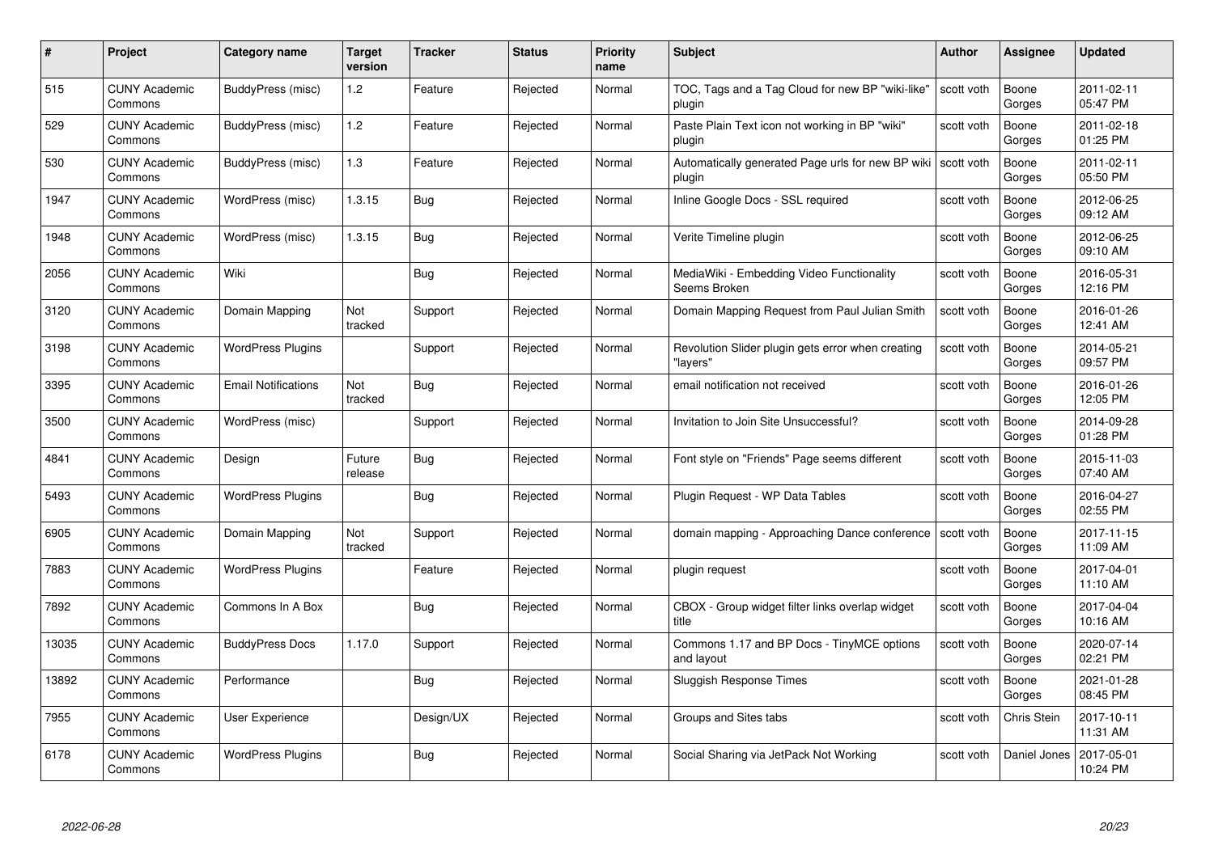| # | Project | Category name | Target version | Tracker | Status | Priority name | Subject | Author | Assignee | Updated |
|---|---|---|---|---|---|---|---|---|---|---|
| 515 | CUNY Academic Commons | BuddyPress (misc) | 1.2 | Feature | Rejected | Normal | TOC, Tags and a Tag Cloud for new BP "wiki-like" plugin | scott voth | Boone Gorges | 2011-02-11 05:47 PM |
| 529 | CUNY Academic Commons | BuddyPress (misc) | 1.2 | Feature | Rejected | Normal | Paste Plain Text icon not working in BP "wiki" plugin | scott voth | Boone Gorges | 2011-02-18 01:25 PM |
| 530 | CUNY Academic Commons | BuddyPress (misc) | 1.3 | Feature | Rejected | Normal | Automatically generated Page urls for new BP wiki plugin | scott voth | Boone Gorges | 2011-02-11 05:50 PM |
| 1947 | CUNY Academic Commons | WordPress (misc) | 1.3.15 | Bug | Rejected | Normal | Inline Google Docs - SSL required | scott voth | Boone Gorges | 2012-06-25 09:12 AM |
| 1948 | CUNY Academic Commons | WordPress (misc) | 1.3.15 | Bug | Rejected | Normal | Verite Timeline plugin | scott voth | Boone Gorges | 2012-06-25 09:10 AM |
| 2056 | CUNY Academic Commons | Wiki | | Bug | Rejected | Normal | MediaWiki - Embedding Video Functionality Seems Broken | scott voth | Boone Gorges | 2016-05-31 12:16 PM |
| 3120 | CUNY Academic Commons | Domain Mapping | Not tracked | Support | Rejected | Normal | Domain Mapping Request from Paul Julian Smith | scott voth | Boone Gorges | 2016-01-26 12:41 AM |
| 3198 | CUNY Academic Commons | WordPress Plugins | | Support | Rejected | Normal | Revolution Slider plugin gets error when creating "layers" | scott voth | Boone Gorges | 2014-05-21 09:57 PM |
| 3395 | CUNY Academic Commons | Email Notifications | Not tracked | Bug | Rejected | Normal | email notification not received | scott voth | Boone Gorges | 2016-01-26 12:05 PM |
| 3500 | CUNY Academic Commons | WordPress (misc) | | Support | Rejected | Normal | Invitation to Join Site Unsuccessful? | scott voth | Boone Gorges | 2014-09-28 01:28 PM |
| 4841 | CUNY Academic Commons | Design | Future release | Bug | Rejected | Normal | Font style on "Friends" Page seems different | scott voth | Boone Gorges | 2015-11-03 07:40 AM |
| 5493 | CUNY Academic Commons | WordPress Plugins | | Bug | Rejected | Normal | Plugin Request - WP Data Tables | scott voth | Boone Gorges | 2016-04-27 02:55 PM |
| 6905 | CUNY Academic Commons | Domain Mapping | Not tracked | Support | Rejected | Normal | domain mapping - Approaching Dance conference | scott voth | Boone Gorges | 2017-11-15 11:09 AM |
| 7883 | CUNY Academic Commons | WordPress Plugins | | Feature | Rejected | Normal | plugin request | scott voth | Boone Gorges | 2017-04-01 11:10 AM |
| 7892 | CUNY Academic Commons | Commons In A Box | | Bug | Rejected | Normal | CBOX - Group widget filter links overlap widget title | scott voth | Boone Gorges | 2017-04-04 10:16 AM |
| 13035 | CUNY Academic Commons | BuddyPress Docs | 1.17.0 | Support | Rejected | Normal | Commons 1.17 and BP Docs - TinyMCE options and layout | scott voth | Boone Gorges | 2020-07-14 02:21 PM |
| 13892 | CUNY Academic Commons | Performance | | Bug | Rejected | Normal | Sluggish Response Times | scott voth | Boone Gorges | 2021-01-28 08:45 PM |
| 7955 | CUNY Academic Commons | User Experience | | Design/UX | Rejected | Normal | Groups and Sites tabs | scott voth | Chris Stein | 2017-10-11 11:31 AM |
| 6178 | CUNY Academic Commons | WordPress Plugins | | Bug | Rejected | Normal | Social Sharing via JetPack Not Working | scott voth | Daniel Jones | 2017-05-01 10:24 PM |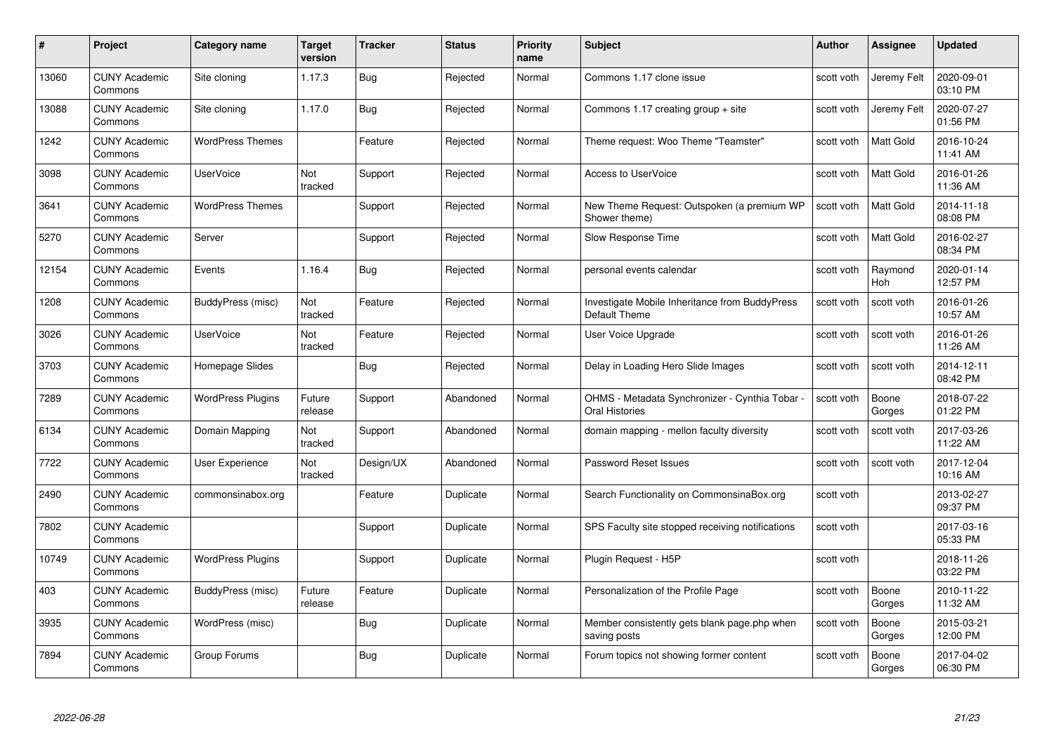| # | Project | Category name | Target version | Tracker | Status | Priority name | Subject | Author | Assignee | Updated |
|---|---|---|---|---|---|---|---|---|---|---|
| 13060 | CUNY Academic Commons | Site cloning | 1.17.3 | Bug | Rejected | Normal | Commons 1.17 clone issue | scott voth | Jeremy Felt | 2020-09-01 03:10 PM |
| 13088 | CUNY Academic Commons | Site cloning | 1.17.0 | Bug | Rejected | Normal | Commons 1.17 creating group + site | scott voth | Jeremy Felt | 2020-07-27 01:56 PM |
| 1242 | CUNY Academic Commons | WordPress Themes | | Feature | Rejected | Normal | Theme request: Woo Theme "Teamster" | scott voth | Matt Gold | 2016-10-24 11:41 AM |
| 3098 | CUNY Academic Commons | UserVoice | Not tracked | Support | Rejected | Normal | Access to UserVoice | scott voth | Matt Gold | 2016-01-26 11:36 AM |
| 3641 | CUNY Academic Commons | WordPress Themes | | Support | Rejected | Normal | New Theme Request: Outspoken (a premium WP Shower theme) | scott voth | Matt Gold | 2014-11-18 08:08 PM |
| 5270 | CUNY Academic Commons | Server | | Support | Rejected | Normal | Slow Response Time | scott voth | Matt Gold | 2016-02-27 08:34 PM |
| 12154 | CUNY Academic Commons | Events | 1.16.4 | Bug | Rejected | Normal | personal events calendar | scott voth | Raymond Hoh | 2020-01-14 12:57 PM |
| 1208 | CUNY Academic Commons | BuddyPress (misc) | Not tracked | Feature | Rejected | Normal | Investigate Mobile Inheritance from BuddyPress Default Theme | scott voth | scott voth | 2016-01-26 10:57 AM |
| 3026 | CUNY Academic Commons | UserVoice | Not tracked | Feature | Rejected | Normal | User Voice Upgrade | scott voth | scott voth | 2016-01-26 11:26 AM |
| 3703 | CUNY Academic Commons | Homepage Slides | | Bug | Rejected | Normal | Delay in Loading Hero Slide Images | scott voth | scott voth | 2014-12-11 08:42 PM |
| 7289 | CUNY Academic Commons | WordPress Plugins | Future release | Support | Abandoned | Normal | OHMS - Metadata Synchronizer - Cynthia Tobar - Oral Histories | scott voth | Boone Gorges | 2018-07-22 01:22 PM |
| 6134 | CUNY Academic Commons | Domain Mapping | Not tracked | Support | Abandoned | Normal | domain mapping - mellon faculty diversity | scott voth | scott voth | 2017-03-26 11:22 AM |
| 7722 | CUNY Academic Commons | User Experience | Not tracked | Design/UX | Abandoned | Normal | Password Reset Issues | scott voth | scott voth | 2017-12-04 10:16 AM |
| 2490 | CUNY Academic Commons | commonsinabox.org | | Feature | Duplicate | Normal | Search Functionality on CommonsinaBox.org | scott voth | | 2013-02-27 09:37 PM |
| 7802 | CUNY Academic Commons | | | Support | Duplicate | Normal | SPS Faculty site stopped receiving notifications | scott voth | | 2017-03-16 05:33 PM |
| 10749 | CUNY Academic Commons | WordPress Plugins | | Support | Duplicate | Normal | Plugin Request - H5P | scott voth | | 2018-11-26 03:22 PM |
| 403 | CUNY Academic Commons | BuddyPress (misc) | Future release | Feature | Duplicate | Normal | Personalization of the Profile Page | scott voth | Boone Gorges | 2010-11-22 11:32 AM |
| 3935 | CUNY Academic Commons | WordPress (misc) | | Bug | Duplicate | Normal | Member consistently gets blank page.php when saving posts | scott voth | Boone Gorges | 2015-03-21 12:00 PM |
| 7894 | CUNY Academic Commons | Group Forums | | Bug | Duplicate | Normal | Forum topics not showing former content | scott voth | Boone Gorges | 2017-04-02 06:30 PM |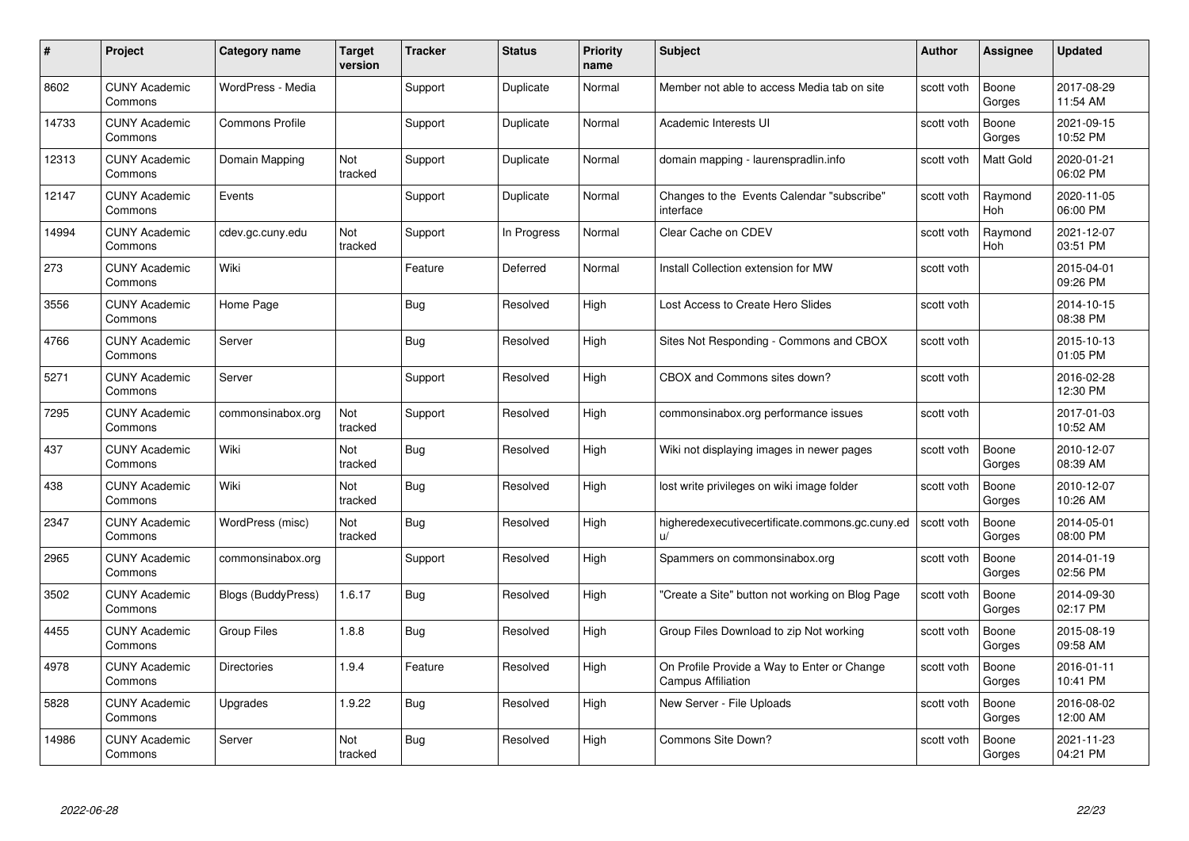| # | Project | Category name | Target version | Tracker | Status | Priority name | Subject | Author | Assignee | Updated |
|---|---|---|---|---|---|---|---|---|---|---|
| 8602 | CUNY Academic Commons | WordPress - Media | | Support | Duplicate | Normal | Member not able to access Media tab on site | scott voth | Boone Gorges | 2017-08-29 11:54 AM |
| 14733 | CUNY Academic Commons | Commons Profile | | Support | Duplicate | Normal | Academic Interests UI | scott voth | Boone Gorges | 2021-09-15 10:52 PM |
| 12313 | CUNY Academic Commons | Domain Mapping | Not tracked | Support | Duplicate | Normal | domain mapping - laurenspradlin.info | scott voth | Matt Gold | 2020-01-21 06:02 PM |
| 12147 | CUNY Academic Commons | Events | | Support | Duplicate | Normal | Changes to the Events Calendar "subscribe" interface | scott voth | Raymond Hoh | 2020-11-05 06:00 PM |
| 14994 | CUNY Academic Commons | cdev.gc.cuny.edu | Not tracked | Support | In Progress | Normal | Clear Cache on CDEV | scott voth | Raymond Hoh | 2021-12-07 03:51 PM |
| 273 | CUNY Academic Commons | Wiki | | Feature | Deferred | Normal | Install Collection extension for MW | scott voth | | 2015-04-01 09:26 PM |
| 3556 | CUNY Academic Commons | Home Page | | Bug | Resolved | High | Lost Access to Create Hero Slides | scott voth | | 2014-10-15 08:38 PM |
| 4766 | CUNY Academic Commons | Server | | Bug | Resolved | High | Sites Not Responding - Commons and CBOX | scott voth | | 2015-10-13 01:05 PM |
| 5271 | CUNY Academic Commons | Server | | Support | Resolved | High | CBOX and Commons sites down? | scott voth | | 2016-02-28 12:30 PM |
| 7295 | CUNY Academic Commons | commonsinabox.org | Not tracked | Support | Resolved | High | commonsinabox.org performance issues | scott voth | | 2017-01-03 10:52 AM |
| 437 | CUNY Academic Commons | Wiki | Not tracked | Bug | Resolved | High | Wiki not displaying images in newer pages | scott voth | Boone Gorges | 2010-12-07 08:39 AM |
| 438 | CUNY Academic Commons | Wiki | Not tracked | Bug | Resolved | High | lost write privileges on wiki image folder | scott voth | Boone Gorges | 2010-12-07 10:26 AM |
| 2347 | CUNY Academic Commons | WordPress (misc) | Not tracked | Bug | Resolved | High | higheredexecutivecertificate.commons.gc.cuny.edu/ | scott voth | Boone Gorges | 2014-05-01 08:00 PM |
| 2965 | CUNY Academic Commons | commonsinabox.org | | Support | Resolved | High | Spammers on commonsinabox.org | scott voth | Boone Gorges | 2014-01-19 02:56 PM |
| 3502 | CUNY Academic Commons | Blogs (BuddyPress) | 1.6.17 | Bug | Resolved | High | "Create a Site" button not working on Blog Page | scott voth | Boone Gorges | 2014-09-30 02:17 PM |
| 4455 | CUNY Academic Commons | Group Files | 1.8.8 | Bug | Resolved | High | Group Files Download to zip Not working | scott voth | Boone Gorges | 2015-08-19 09:58 AM |
| 4978 | CUNY Academic Commons | Directories | 1.9.4 | Feature | Resolved | High | On Profile Provide a Way to Enter or Change Campus Affiliation | scott voth | Boone Gorges | 2016-01-11 10:41 PM |
| 5828 | CUNY Academic Commons | Upgrades | 1.9.22 | Bug | Resolved | High | New Server - File Uploads | scott voth | Boone Gorges | 2016-08-02 12:00 AM |
| 14986 | CUNY Academic Commons | Server | Not tracked | Bug | Resolved | High | Commons Site Down? | scott voth | Boone Gorges | 2021-11-23 04:21 PM |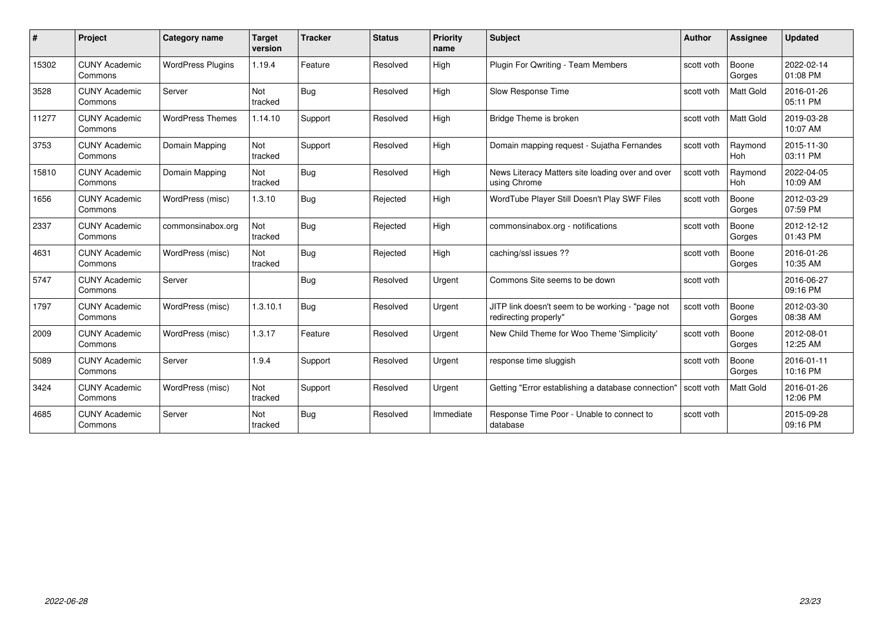| # | Project | Category name | Target version | Tracker | Status | Priority name | Subject | Author | Assignee | Updated |
|---|---|---|---|---|---|---|---|---|---|---|
| 15302 | CUNY Academic Commons | WordPress Plugins | 1.19.4 | Feature | Resolved | High | Plugin For Qwriting - Team Members | scott voth | Boone Gorges | 2022-02-14 01:08 PM |
| 3528 | CUNY Academic Commons | Server | Not tracked | Bug | Resolved | High | Slow Response Time | scott voth | Matt Gold | 2016-01-26 05:11 PM |
| 11277 | CUNY Academic Commons | WordPress Themes | 1.14.10 | Support | Resolved | High | Bridge Theme is broken | scott voth | Matt Gold | 2019-03-28 10:07 AM |
| 3753 | CUNY Academic Commons | Domain Mapping | Not tracked | Support | Resolved | High | Domain mapping request - Sujatha Fernandes | scott voth | Raymond Hoh | 2015-11-30 03:11 PM |
| 15810 | CUNY Academic Commons | Domain Mapping | Not tracked | Bug | Resolved | High | News Literacy Matters site loading over and over using Chrome | scott voth | Raymond Hoh | 2022-04-05 10:09 AM |
| 1656 | CUNY Academic Commons | WordPress (misc) | 1.3.10 | Bug | Rejected | High | WordTube Player Still Doesn't Play SWF Files | scott voth | Boone Gorges | 2012-03-29 07:59 PM |
| 2337 | CUNY Academic Commons | commonsinabox.org | Not tracked | Bug | Rejected | High | commonsinabox.org - notifications | scott voth | Boone Gorges | 2012-12-12 01:43 PM |
| 4631 | CUNY Academic Commons | WordPress (misc) | Not tracked | Bug | Rejected | High | caching/ssl issues ?? | scott voth | Boone Gorges | 2016-01-26 10:35 AM |
| 5747 | CUNY Academic Commons | Server | | Bug | Resolved | Urgent | Commons Site seems to be down | scott voth | | 2016-06-27 09:16 PM |
| 1797 | CUNY Academic Commons | WordPress (misc) | 1.3.10.1 | Bug | Resolved | Urgent | JITP link doesn't seem to be working - "page not redirecting properly" | scott voth | Boone Gorges | 2012-03-30 08:38 AM |
| 2009 | CUNY Academic Commons | WordPress (misc) | 1.3.17 | Feature | Resolved | Urgent | New Child Theme for Woo Theme 'Simplicity' | scott voth | Boone Gorges | 2012-08-01 12:25 AM |
| 5089 | CUNY Academic Commons | Server | 1.9.4 | Support | Resolved | Urgent | response time sluggish | scott voth | Boone Gorges | 2016-01-11 10:16 PM |
| 3424 | CUNY Academic Commons | WordPress (misc) | Not tracked | Support | Resolved | Urgent | Getting "Error establishing a database connection" | scott voth | Matt Gold | 2016-01-26 12:06 PM |
| 4685 | CUNY Academic Commons | Server | Not tracked | Bug | Resolved | Immediate | Response Time Poor - Unable to connect to database | scott voth | | 2015-09-28 09:16 PM |